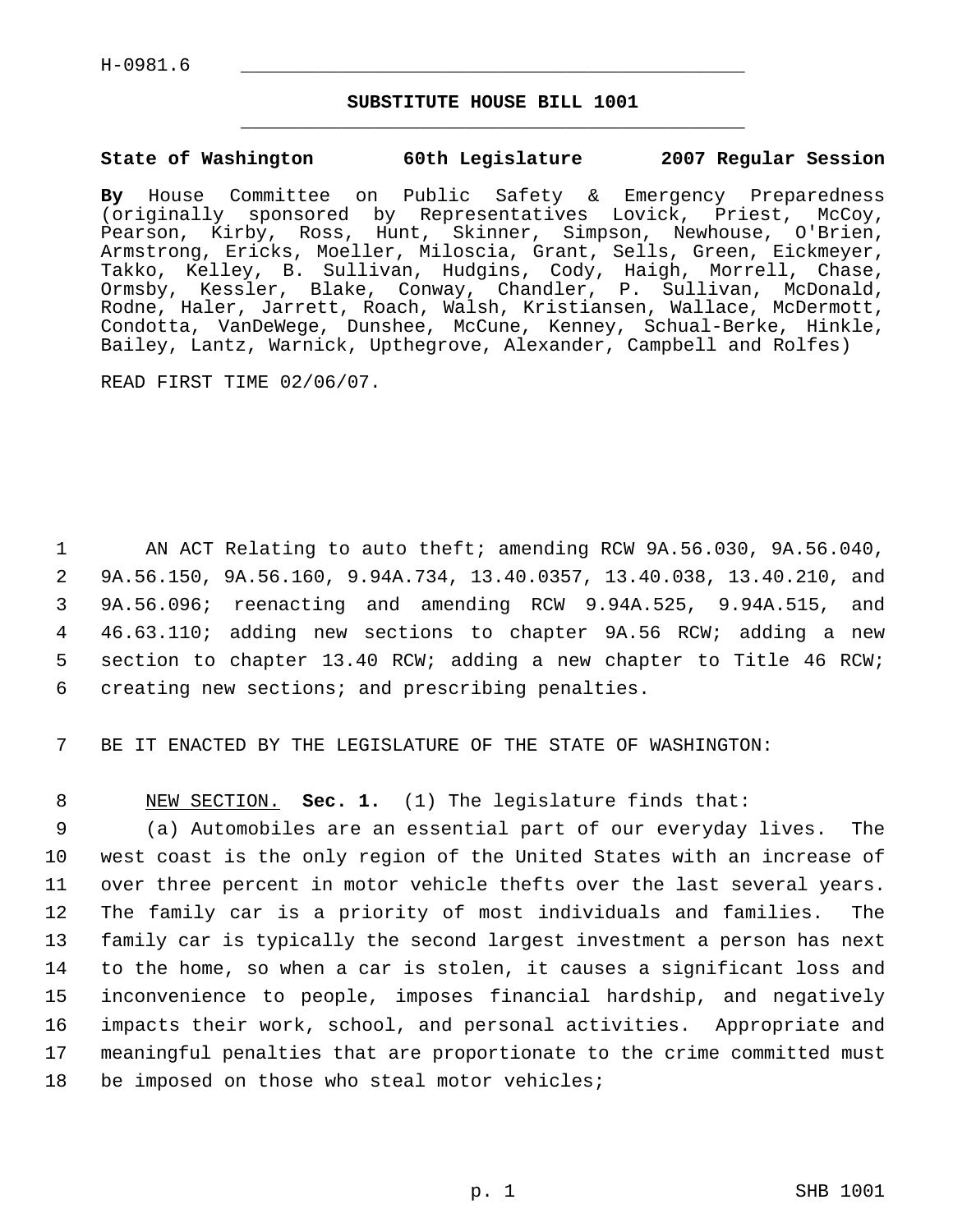H-0981.6

# SUBSTITUTE HOUSE BILL 1001

**State of Washington 60th Legislature 2007 Regular Session**

**By** House Committee on Public Safety & Emergency Preparedness (originally sponsored by Representatives Lovick, Priest, McCoy, Pearson, Kirby, Ross, Hunt, Skinner, Simpson, Newhouse, O'Brien, Armstrong, Ericks, Moeller, Miloscia, Grant, Sells, Green, Eickmeyer, Takko, Kelley, B. Sullivan, Hudgins, Cody, Haigh, Morrell, Chase, Ormsby, Kessler, Blake, Conway, Chandler, P. Sullivan, McDonald, Rodne, Haler, Jarrett, Roach, Walsh, Kristiansen, Wallace, McDermott, Condotta, VanDeWege, Dunshee, McCune, Kenney, Schual-Berke, Hinkle, Bailey, Lantz, Warnick, Upthegrove, Alexander, Campbell and Rolfes)

READ FIRST TIME 02/06/07.

1 AN ACT Relating to auto theft; amending RCW 9A.56.030, 9A.56.040,
2 9A.56.150, 9A.56.160, 9.94A.734, 13.40.0357, 13.40.038, 13.40.210, and
3 9A.56.096; reenacting and amending RCW 9.94A.525, 9.94A.515, and
4 46.63.110; adding new sections to chapter 9A.56 RCW; adding a new
5 section to chapter 13.40 RCW; adding a new chapter to Title 46 RCW;
6 creating new sections; and prescribing penalties.

7 BE IT ENACTED BY THE LEGISLATURE OF THE STATE OF WASHINGTON:

8 NEW SECTION. **Sec. 1.** (1) The legislature finds that:
9 (a) Automobiles are an essential part of our everyday lives. The
10 west coast is the only region of the United States with an increase of
11 over three percent in motor vehicle thefts over the last several years.
12 The family car is a priority of most individuals and families. The
13 family car is typically the second largest investment a person has next
14 to the home, so when a car is stolen, it causes a significant loss and
15 inconvenience to people, imposes financial hardship, and negatively
16 impacts their work, school, and personal activities. Appropriate and
17 meaningful penalties that are proportionate to the crime committed must
18 be imposed on those who steal motor vehicles;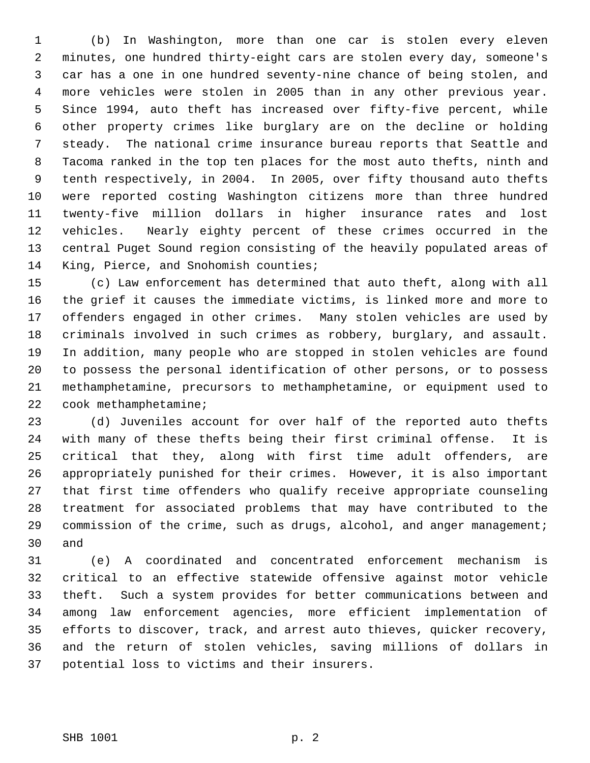(b) In Washington, more than one car is stolen every eleven minutes, one hundred thirty-eight cars are stolen every day, someone's car has a one in one hundred seventy-nine chance of being stolen, and more vehicles were stolen in 2005 than in any other previous year. Since 1994, auto theft has increased over fifty-five percent, while other property crimes like burglary are on the decline or holding steady. The national crime insurance bureau reports that Seattle and Tacoma ranked in the top ten places for the most auto thefts, ninth and tenth respectively, in 2004. In 2005, over fifty thousand auto thefts were reported costing Washington citizens more than three hundred twenty-five million dollars in higher insurance rates and lost vehicles. Nearly eighty percent of these crimes occurred in the central Puget Sound region consisting of the heavily populated areas of King, Pierce, and Snohomish counties;

(c) Law enforcement has determined that auto theft, along with all the grief it causes the immediate victims, is linked more and more to offenders engaged in other crimes. Many stolen vehicles are used by criminals involved in such crimes as robbery, burglary, and assault. In addition, many people who are stopped in stolen vehicles are found to possess the personal identification of other persons, or to possess methamphetamine, precursors to methamphetamine, or equipment used to cook methamphetamine;

(d) Juveniles account for over half of the reported auto thefts with many of these thefts being their first criminal offense. It is critical that they, along with first time adult offenders, are appropriately punished for their crimes. However, it is also important that first time offenders who qualify receive appropriate counseling treatment for associated problems that may have contributed to the commission of the crime, such as drugs, alcohol, and anger management; and

(e) A coordinated and concentrated enforcement mechanism is critical to an effective statewide offensive against motor vehicle theft. Such a system provides for better communications between and among law enforcement agencies, more efficient implementation of efforts to discover, track, and arrest auto thieves, quicker recovery, and the return of stolen vehicles, saving millions of dollars in potential loss to victims and their insurers.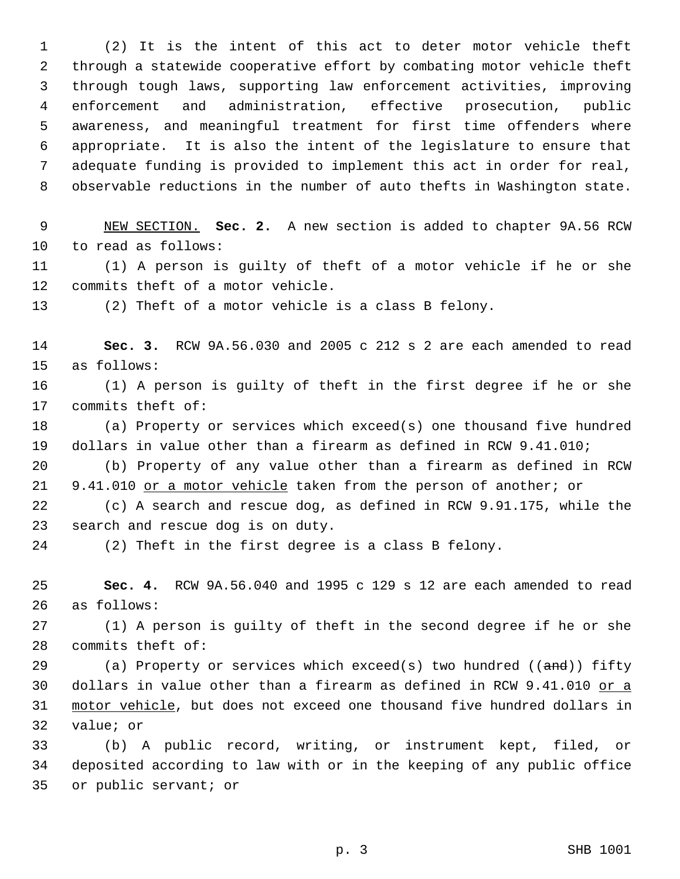(2) It is the intent of this act to deter motor vehicle theft through a statewide cooperative effort by combating motor vehicle theft through tough laws, supporting law enforcement activities, improving enforcement and administration, effective prosecution, public awareness, and meaningful treatment for first time offenders where appropriate. It is also the intent of the legislature to ensure that adequate funding is provided to implement this act in order for real, observable reductions in the number of auto thefts in Washington state.

<u>NEW SECTION.</u> **Sec. 2.** A new section is added to chapter 9A.56 RCW to read as follows:

(1) A person is guilty of theft of a motor vehicle if he or she commits theft of a motor vehicle.

(2) Theft of a motor vehicle is a class B felony.

**Sec. 3.** RCW 9A.56.030 and 2005 c 212 s 2 are each amended to read as follows:

(1) A person is guilty of theft in the first degree if he or she commits theft of:

(a) Property or services which exceed(s) one thousand five hundred dollars in value other than a firearm as defined in RCW 9.41.010;

(b) Property of any value other than a firearm as defined in RCW 9.41.010 <u>or a motor vehicle</u> taken from the person of another; or

(c) A search and rescue dog, as defined in RCW 9.91.175, while the search and rescue dog is on duty.

(2) Theft in the first degree is a class B felony.

**Sec. 4.** RCW 9A.56.040 and 1995 c 129 s 12 are each amended to read as follows:

(1) A person is guilty of theft in the second degree if he or she commits theft of:

(a) Property or services which exceed(s) two hundred ((~~and~~)) fifty dollars in value other than a firearm as defined in RCW 9.41.010 <u>or a motor vehicle</u>, but does not exceed one thousand five hundred dollars in value; or

(b) A public record, writing, or instrument kept, filed, or deposited according to law with or in the keeping of any public office or public servant; or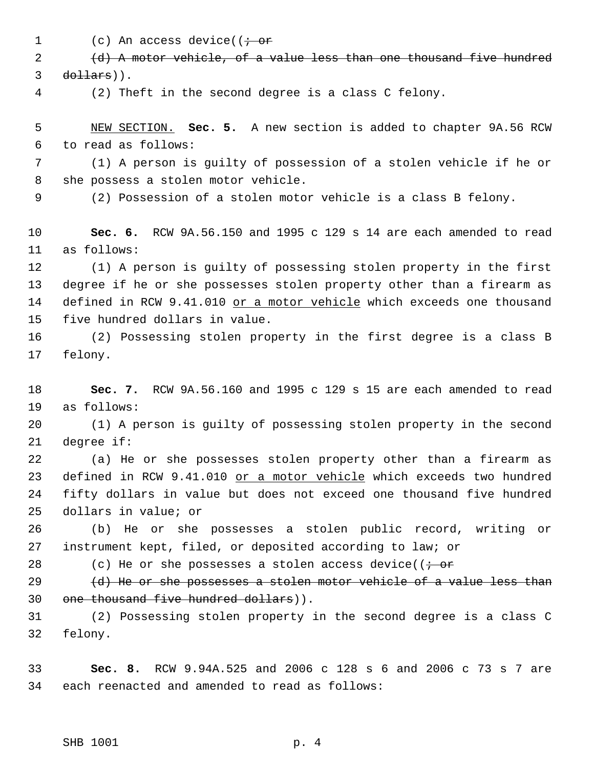(c) An access device((~~; or~~

~~(d) A motor vehicle, of a value less than one thousand five hundred dollars~~)).

(2) Theft in the second degree is a class C felony.

<u>NEW SECTION.</u> **Sec. 5.** A new section is added to chapter 9A.56 RCW to read as follows:

(1) A person is guilty of possession of a stolen vehicle if he or she possess a stolen motor vehicle.

(2) Possession of a stolen motor vehicle is a class B felony.

**Sec. 6.** RCW 9A.56.150 and 1995 c 129 s 14 are each amended to read as follows:

(1) A person is guilty of possessing stolen property in the first degree if he or she possesses stolen property other than a firearm as defined in RCW 9.41.010 <u>or a motor vehicle</u> which exceeds one thousand five hundred dollars in value.

(2) Possessing stolen property in the first degree is a class B felony.

**Sec. 7.** RCW 9A.56.160 and 1995 c 129 s 15 are each amended to read as follows:

(1) A person is guilty of possessing stolen property in the second degree if:

(a) He or she possesses stolen property other than a firearm as defined in RCW 9.41.010 <u>or a motor vehicle</u> which exceeds two hundred fifty dollars in value but does not exceed one thousand five hundred dollars in value; or

(b) He or she possesses a stolen public record, writing or instrument kept, filed, or deposited according to law; or

(c) He or she possesses a stolen access device((~~; or~~

~~(d) He or she possesses a stolen motor vehicle of a value less than one thousand five hundred dollars~~)).

(2) Possessing stolen property in the second degree is a class C felony.

**Sec. 8.** RCW 9.94A.525 and 2006 c 128 s 6 and 2006 c 73 s 7 are each reenacted and amended to read as follows: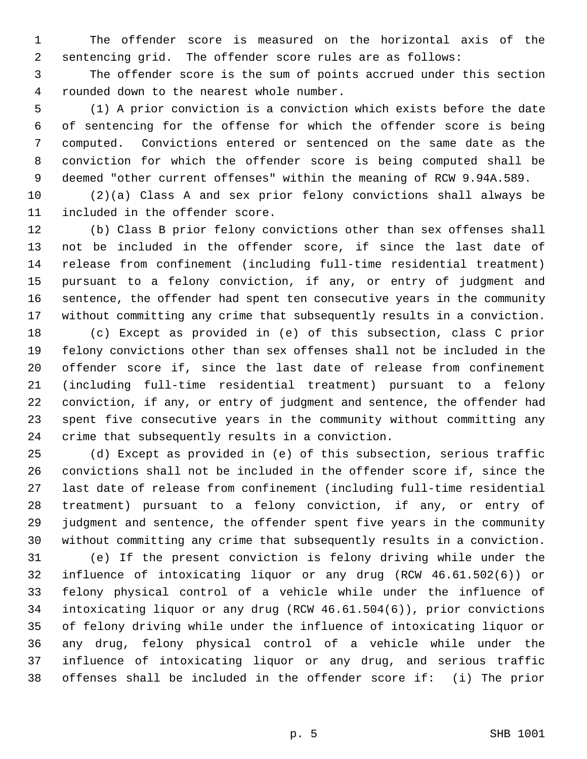The offender score is measured on the horizontal axis of the sentencing grid. The offender score rules are as follows:

The offender score is the sum of points accrued under this section rounded down to the nearest whole number.

(1) A prior conviction is a conviction which exists before the date of sentencing for the offense for which the offender score is being computed. Convictions entered or sentenced on the same date as the conviction for which the offender score is being computed shall be deemed "other current offenses" within the meaning of RCW 9.94A.589.

(2)(a) Class A and sex prior felony convictions shall always be included in the offender score.

(b) Class B prior felony convictions other than sex offenses shall not be included in the offender score, if since the last date of release from confinement (including full-time residential treatment) pursuant to a felony conviction, if any, or entry of judgment and sentence, the offender had spent ten consecutive years in the community without committing any crime that subsequently results in a conviction.

(c) Except as provided in (e) of this subsection, class C prior felony convictions other than sex offenses shall not be included in the offender score if, since the last date of release from confinement (including full-time residential treatment) pursuant to a felony conviction, if any, or entry of judgment and sentence, the offender had spent five consecutive years in the community without committing any crime that subsequently results in a conviction.

(d) Except as provided in (e) of this subsection, serious traffic convictions shall not be included in the offender score if, since the last date of release from confinement (including full-time residential treatment) pursuant to a felony conviction, if any, or entry of judgment and sentence, the offender spent five years in the community without committing any crime that subsequently results in a conviction.

(e) If the present conviction is felony driving while under the influence of intoxicating liquor or any drug (RCW 46.61.502(6)) or felony physical control of a vehicle while under the influence of intoxicating liquor or any drug (RCW 46.61.504(6)), prior convictions of felony driving while under the influence of intoxicating liquor or any drug, felony physical control of a vehicle while under the influence of intoxicating liquor or any drug, and serious traffic offenses shall be included in the offender score if: (i) The prior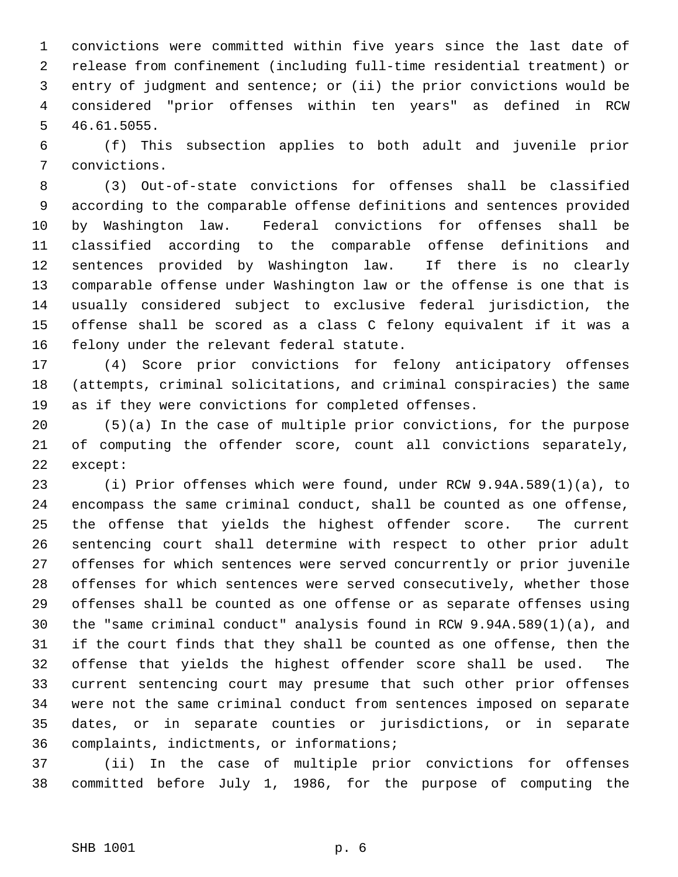convictions were committed within five years since the last date of release from confinement (including full-time residential treatment) or entry of judgment and sentence; or (ii) the prior convictions would be considered "prior offenses within ten years" as defined in RCW 46.61.5055.

(f) This subsection applies to both adult and juvenile prior convictions.

(3) Out-of-state convictions for offenses shall be classified according to the comparable offense definitions and sentences provided by Washington law. Federal convictions for offenses shall be classified according to the comparable offense definitions and sentences provided by Washington law. If there is no clearly comparable offense under Washington law or the offense is one that is usually considered subject to exclusive federal jurisdiction, the offense shall be scored as a class C felony equivalent if it was a felony under the relevant federal statute.

(4) Score prior convictions for felony anticipatory offenses (attempts, criminal solicitations, and criminal conspiracies) the same as if they were convictions for completed offenses.

(5)(a) In the case of multiple prior convictions, for the purpose of computing the offender score, count all convictions separately, except:

(i) Prior offenses which were found, under RCW 9.94A.589(1)(a), to encompass the same criminal conduct, shall be counted as one offense, the offense that yields the highest offender score. The current sentencing court shall determine with respect to other prior adult offenses for which sentences were served concurrently or prior juvenile offenses for which sentences were served consecutively, whether those offenses shall be counted as one offense or as separate offenses using the "same criminal conduct" analysis found in RCW 9.94A.589(1)(a), and if the court finds that they shall be counted as one offense, then the offense that yields the highest offender score shall be used. The current sentencing court may presume that such other prior offenses were not the same criminal conduct from sentences imposed on separate dates, or in separate counties or jurisdictions, or in separate complaints, indictments, or informations;

(ii) In the case of multiple prior convictions for offenses committed before July 1, 1986, for the purpose of computing the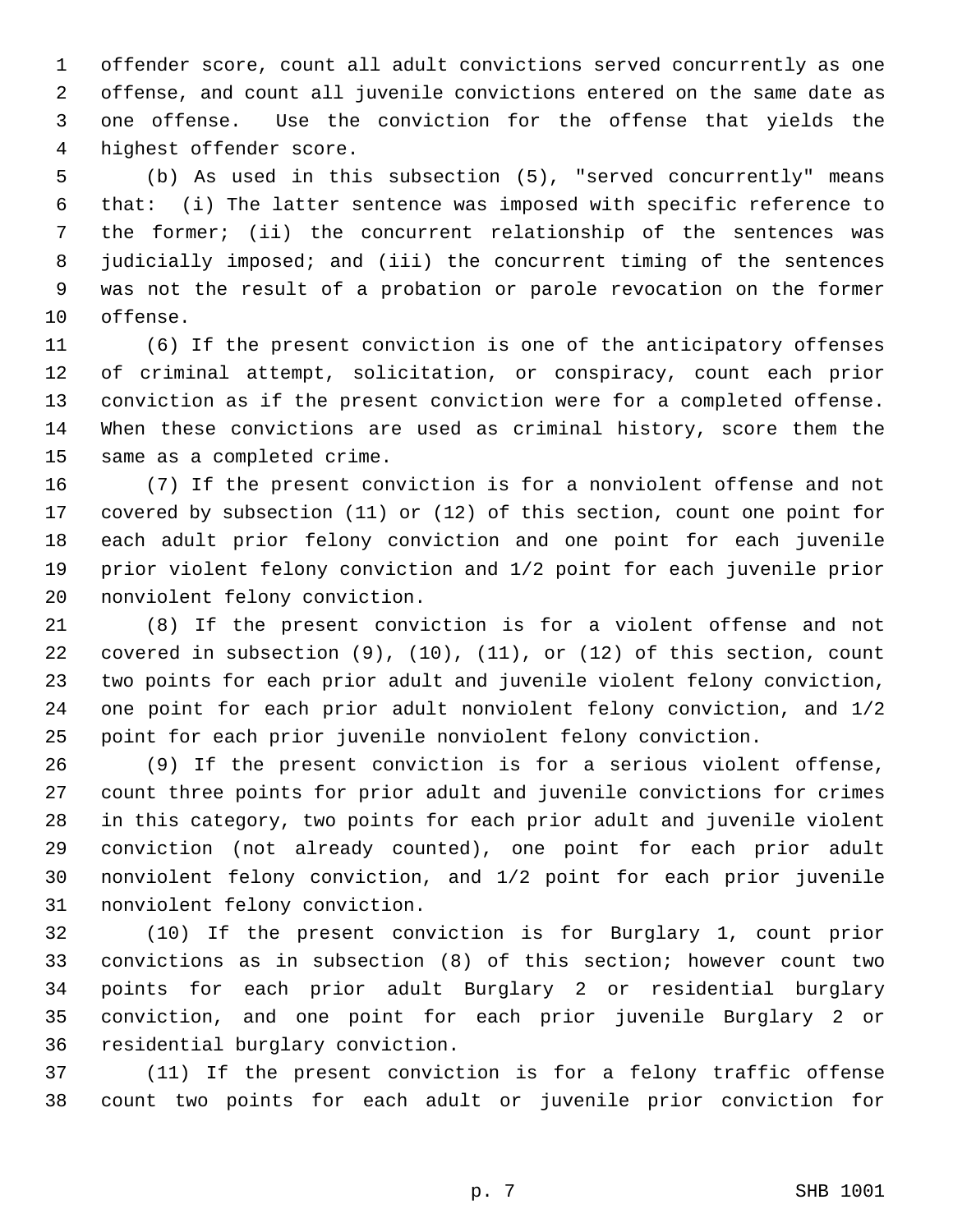offender score, count all adult convictions served concurrently as one offense, and count all juvenile convictions entered on the same date as one offense. Use the conviction for the offense that yields the highest offender score.

(b) As used in this subsection (5), "served concurrently" means that: (i) The latter sentence was imposed with specific reference to the former; (ii) the concurrent relationship of the sentences was judicially imposed; and (iii) the concurrent timing of the sentences was not the result of a probation or parole revocation on the former offense.

(6) If the present conviction is one of the anticipatory offenses of criminal attempt, solicitation, or conspiracy, count each prior conviction as if the present conviction were for a completed offense. When these convictions are used as criminal history, score them the same as a completed crime.

(7) If the present conviction is for a nonviolent offense and not covered by subsection (11) or (12) of this section, count one point for each adult prior felony conviction and one point for each juvenile prior violent felony conviction and 1/2 point for each juvenile prior nonviolent felony conviction.

(8) If the present conviction is for a violent offense and not covered in subsection (9), (10), (11), or (12) of this section, count two points for each prior adult and juvenile violent felony conviction, one point for each prior adult nonviolent felony conviction, and 1/2 point for each prior juvenile nonviolent felony conviction.

(9) If the present conviction is for a serious violent offense, count three points for prior adult and juvenile convictions for crimes in this category, two points for each prior adult and juvenile violent conviction (not already counted), one point for each prior adult nonviolent felony conviction, and 1/2 point for each prior juvenile nonviolent felony conviction.

(10) If the present conviction is for Burglary 1, count prior convictions as in subsection (8) of this section; however count two points for each prior adult Burglary 2 or residential burglary conviction, and one point for each prior juvenile Burglary 2 or residential burglary conviction.

(11) If the present conviction is for a felony traffic offense count two points for each adult or juvenile prior conviction for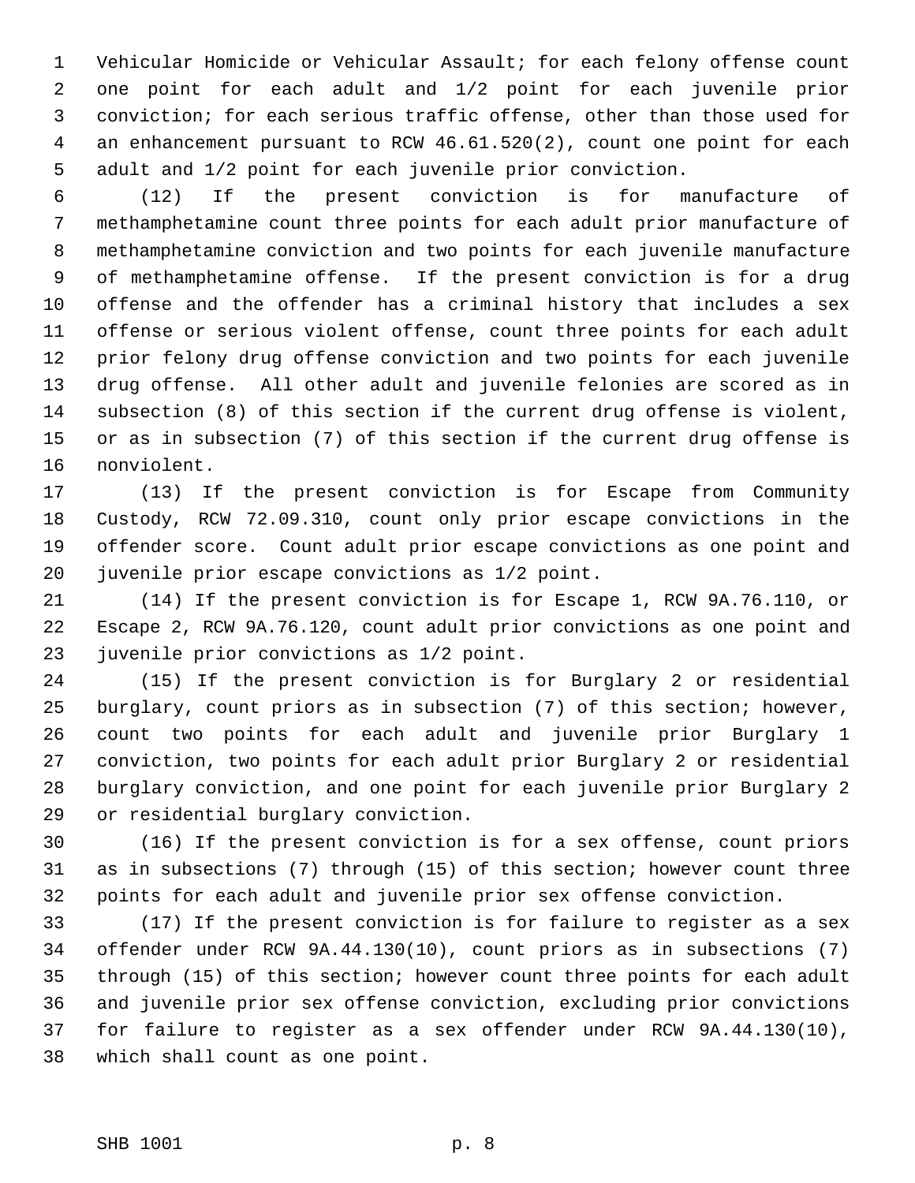Vehicular Homicide or Vehicular Assault; for each felony offense count one point for each adult and 1/2 point for each juvenile prior conviction; for each serious traffic offense, other than those used for an enhancement pursuant to RCW 46.61.520(2), count one point for each adult and 1/2 point for each juvenile prior conviction.

(12) If the present conviction is for manufacture of methamphetamine count three points for each adult prior manufacture of methamphetamine conviction and two points for each juvenile manufacture of methamphetamine offense. If the present conviction is for a drug offense and the offender has a criminal history that includes a sex offense or serious violent offense, count three points for each adult prior felony drug offense conviction and two points for each juvenile drug offense. All other adult and juvenile felonies are scored as in subsection (8) of this section if the current drug offense is violent, or as in subsection (7) of this section if the current drug offense is nonviolent.

(13) If the present conviction is for Escape from Community Custody, RCW 72.09.310, count only prior escape convictions in the offender score. Count adult prior escape convictions as one point and juvenile prior escape convictions as 1/2 point.

(14) If the present conviction is for Escape 1, RCW 9A.76.110, or Escape 2, RCW 9A.76.120, count adult prior convictions as one point and juvenile prior convictions as 1/2 point.

(15) If the present conviction is for Burglary 2 or residential burglary, count priors as in subsection (7) of this section; however, count two points for each adult and juvenile prior Burglary 1 conviction, two points for each adult prior Burglary 2 or residential burglary conviction, and one point for each juvenile prior Burglary 2 or residential burglary conviction.

(16) If the present conviction is for a sex offense, count priors as in subsections (7) through (15) of this section; however count three points for each adult and juvenile prior sex offense conviction.

(17) If the present conviction is for failure to register as a sex offender under RCW 9A.44.130(10), count priors as in subsections (7) through (15) of this section; however count three points for each adult and juvenile prior sex offense conviction, excluding prior convictions for failure to register as a sex offender under RCW 9A.44.130(10), which shall count as one point.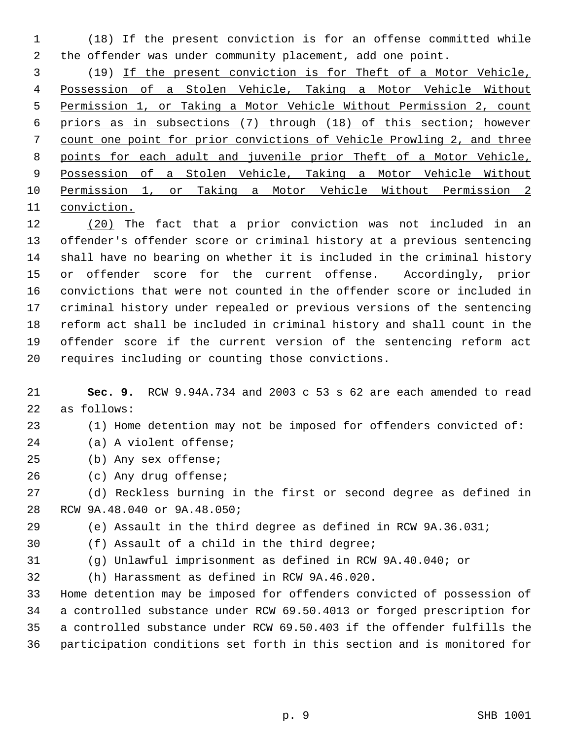(18) If the present conviction is for an offense committed while the offender was under community placement, add one point.

(19) <u>If the present conviction is for Theft of a Motor Vehicle, Possession of a Stolen Vehicle, Taking a Motor Vehicle Without Permission 1, or Taking a Motor Vehicle Without Permission 2, count priors as in subsections (7) through (18) of this section; however count one point for prior convictions of Vehicle Prowling 2, and three points for each adult and juvenile prior Theft of a Motor Vehicle, Possession of a Stolen Vehicle, Taking a Motor Vehicle Without Permission 1, or Taking a Motor Vehicle Without Permission 2 conviction.</u>

<u>(20)</u> The fact that a prior conviction was not included in an offender's offender score or criminal history at a previous sentencing shall have no bearing on whether it is included in the criminal history or offender score for the current offense. Accordingly, prior convictions that were not counted in the offender score or included in criminal history under repealed or previous versions of the sentencing reform act shall be included in criminal history and shall count in the offender score if the current version of the sentencing reform act requires including or counting those convictions.

**Sec. 9.** RCW 9.94A.734 and 2003 c 53 s 62 are each amended to read as follows:

(1) Home detention may not be imposed for offenders convicted of:

(a) A violent offense;

(b) Any sex offense;

(c) Any drug offense;

(d) Reckless burning in the first or second degree as defined in RCW 9A.48.040 or 9A.48.050;

(e) Assault in the third degree as defined in RCW 9A.36.031;

(f) Assault of a child in the third degree;

(g) Unlawful imprisonment as defined in RCW 9A.40.040; or

(h) Harassment as defined in RCW 9A.46.020.

Home detention may be imposed for offenders convicted of possession of a controlled substance under RCW 69.50.4013 or forged prescription for a controlled substance under RCW 69.50.403 if the offender fulfills the participation conditions set forth in this section and is monitored for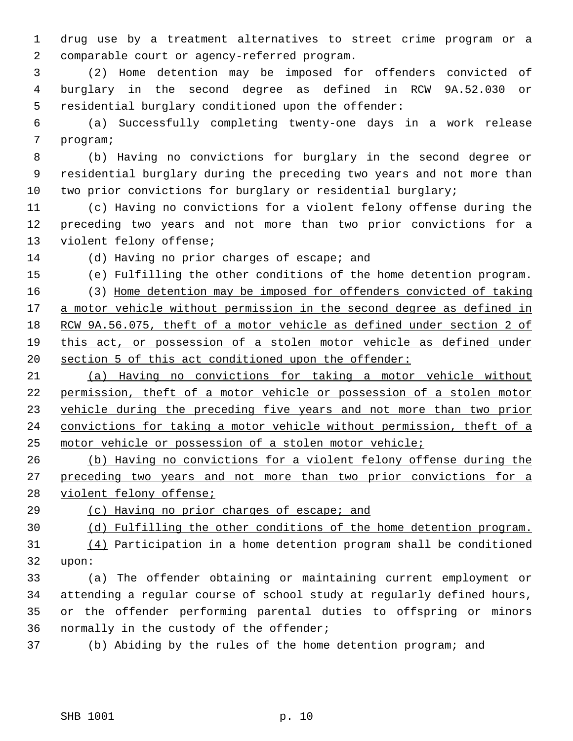drug use by a treatment alternatives to street crime program or a comparable court or agency-referred program.

(2) Home detention may be imposed for offenders convicted of burglary in the second degree as defined in RCW 9A.52.030 or residential burglary conditioned upon the offender:

(a) Successfully completing twenty-one days in a work release program;

(b) Having no convictions for burglary in the second degree or residential burglary during the preceding two years and not more than two prior convictions for burglary or residential burglary;

(c) Having no convictions for a violent felony offense during the preceding two years and not more than two prior convictions for a violent felony offense;

(d) Having no prior charges of escape; and

(e) Fulfilling the other conditions of the home detention program.

(3) <u>Home detention may be imposed for offenders convicted of taking a motor vehicle without permission in the second degree as defined in RCW 9A.56.075, theft of a motor vehicle as defined under section 2 of this act, or possession of a stolen motor vehicle as defined under section 5 of this act conditioned upon the offender:</u>

<u>(a) Having no convictions for taking a motor vehicle without permission, theft of a motor vehicle or possession of a stolen motor vehicle during the preceding five years and not more than two prior convictions for taking a motor vehicle without permission, theft of a motor vehicle or possession of a stolen motor vehicle;</u>

<u>(b) Having no convictions for a violent felony offense during the preceding two years and not more than two prior convictions for a violent felony offense;</u>

<u>(c) Having no prior charges of escape; and</u>

<u>(d) Fulfilling the other conditions of the home detention program.</u>

<u>(4)</u> Participation in a home detention program shall be conditioned upon:

(a) The offender obtaining or maintaining current employment or attending a regular course of school study at regularly defined hours, or the offender performing parental duties to offspring or minors normally in the custody of the offender;

(b) Abiding by the rules of the home detention program; and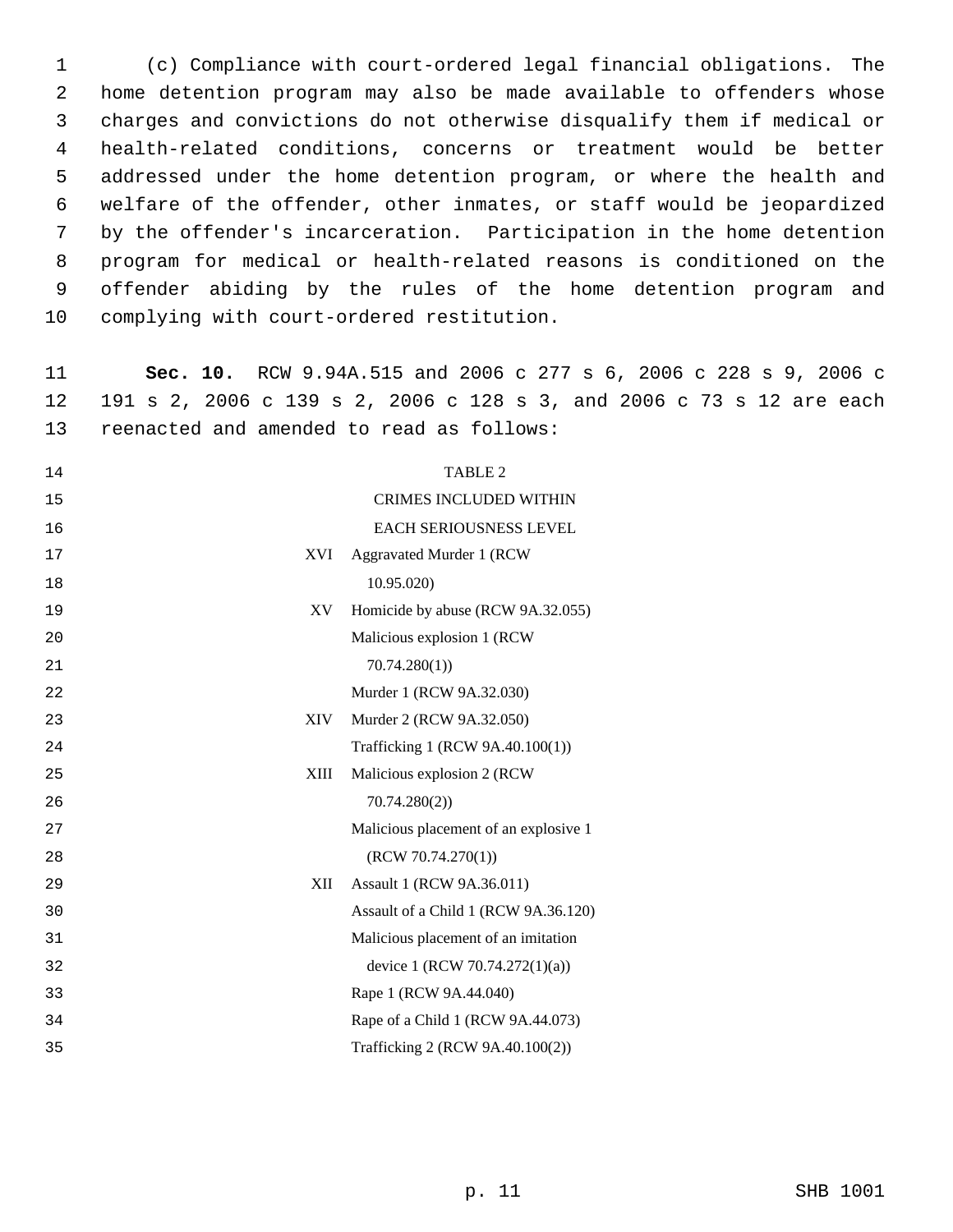(c) Compliance with court-ordered legal financial obligations. The home detention program may also be made available to offenders whose charges and convictions do not otherwise disqualify them if medical or health-related conditions, concerns or treatment would be better addressed under the home detention program, or where the health and welfare of the offender, other inmates, or staff would be jeopardized by the offender's incarceration. Participation in the home detention program for medical or health-related reasons is conditioned on the offender abiding by the rules of the home detention program and complying with court-ordered restitution.

**Sec. 10.** RCW 9.94A.515 and 2006 c 277 s 6, 2006 c 228 s 9, 2006 c 191 s 2, 2006 c 139 s 2, 2006 c 128 s 3, and 2006 c 73 s 12 are each reenacted and amended to read as follows:

TABLE 2

CRIMES INCLUDED WITHIN EACH SERIOUSNESS LEVEL

| Level | Crime |
|---|---|
| XVI | Aggravated Murder 1 (RCW 10.95.020) |
| XV | Homicide by abuse (RCW 9A.32.055) |
| | Malicious explosion 1 (RCW 70.74.280(1)) |
| | Murder 1 (RCW 9A.32.030) |
| XIV | Murder 2 (RCW 9A.32.050) |
| | Trafficking 1 (RCW 9A.40.100(1)) |
| XIII | Malicious explosion 2 (RCW 70.74.280(2)) |
| | Malicious placement of an explosive 1 (RCW 70.74.270(1)) |
| XII | Assault 1 (RCW 9A.36.011) |
| | Assault of a Child 1 (RCW 9A.36.120) |
| | Malicious placement of an imitation device 1 (RCW 70.74.272(1)(a)) |
| | Rape 1 (RCW 9A.44.040) |
| | Rape of a Child 1 (RCW 9A.44.073) |
| | Trafficking 2 (RCW 9A.40.100(2)) |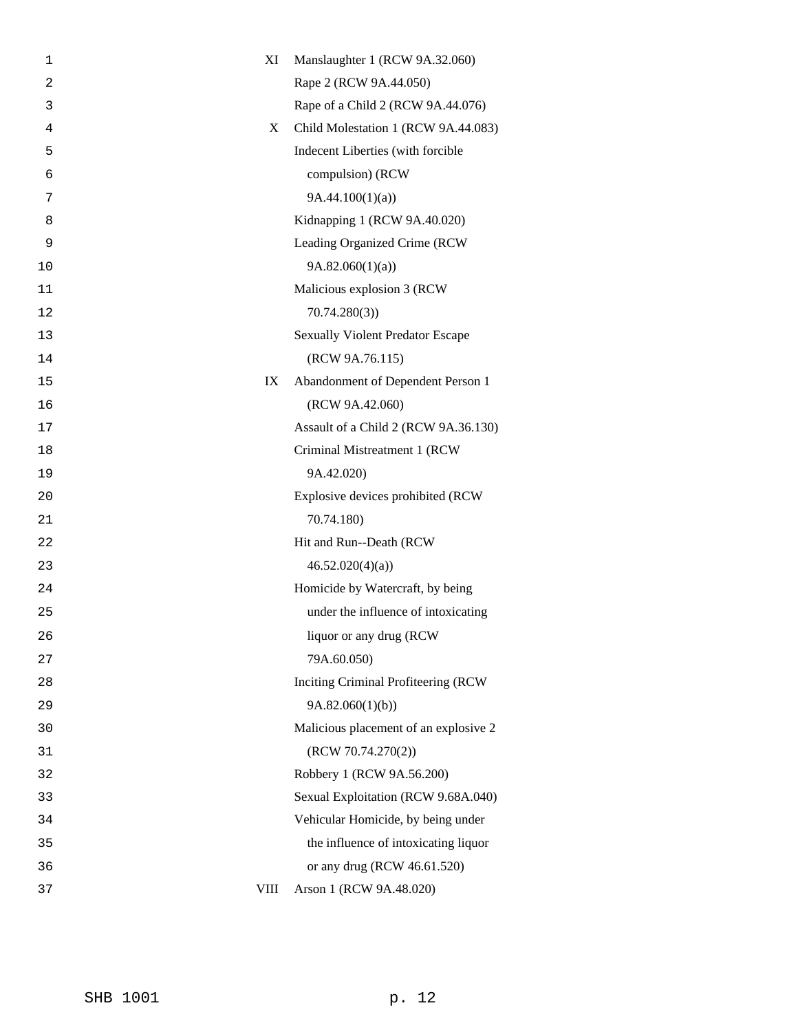| | |
|---|---|
| XI | Manslaughter 1 (RCW 9A.32.060) |
| | Rape 2 (RCW 9A.44.050) |
| | Rape of a Child 2 (RCW 9A.44.076) |
| X | Child Molestation 1 (RCW 9A.44.083) |
| | Indecent Liberties (with forcible compulsion) (RCW 9A.44.100(1)(a)) |
| | Kidnapping 1 (RCW 9A.40.020) |
| | Leading Organized Crime (RCW 9A.82.060(1)(a)) |
| | Malicious explosion 3 (RCW 70.74.280(3)) |
| | Sexually Violent Predator Escape (RCW 9A.76.115) |
| IX | Abandonment of Dependent Person 1 (RCW 9A.42.060) |
| | Assault of a Child 2 (RCW 9A.36.130) |
| | Criminal Mistreatment 1 (RCW 9A.42.020) |
| | Explosive devices prohibited (RCW 70.74.180) |
| | Hit and Run--Death (RCW 46.52.020(4)(a)) |
| | Homicide by Watercraft, by being under the influence of intoxicating liquor or any drug (RCW 79A.60.050) |
| | Inciting Criminal Profiteering (RCW 9A.82.060(1)(b)) |
| | Malicious placement of an explosive 2 (RCW 70.74.270(2)) |
| | Robbery 1 (RCW 9A.56.200) |
| | Sexual Exploitation (RCW 9.68A.040) |
| | Vehicular Homicide, by being under the influence of intoxicating liquor or any drug (RCW 46.61.520) |
| VIII | Arson 1 (RCW 9A.48.020) |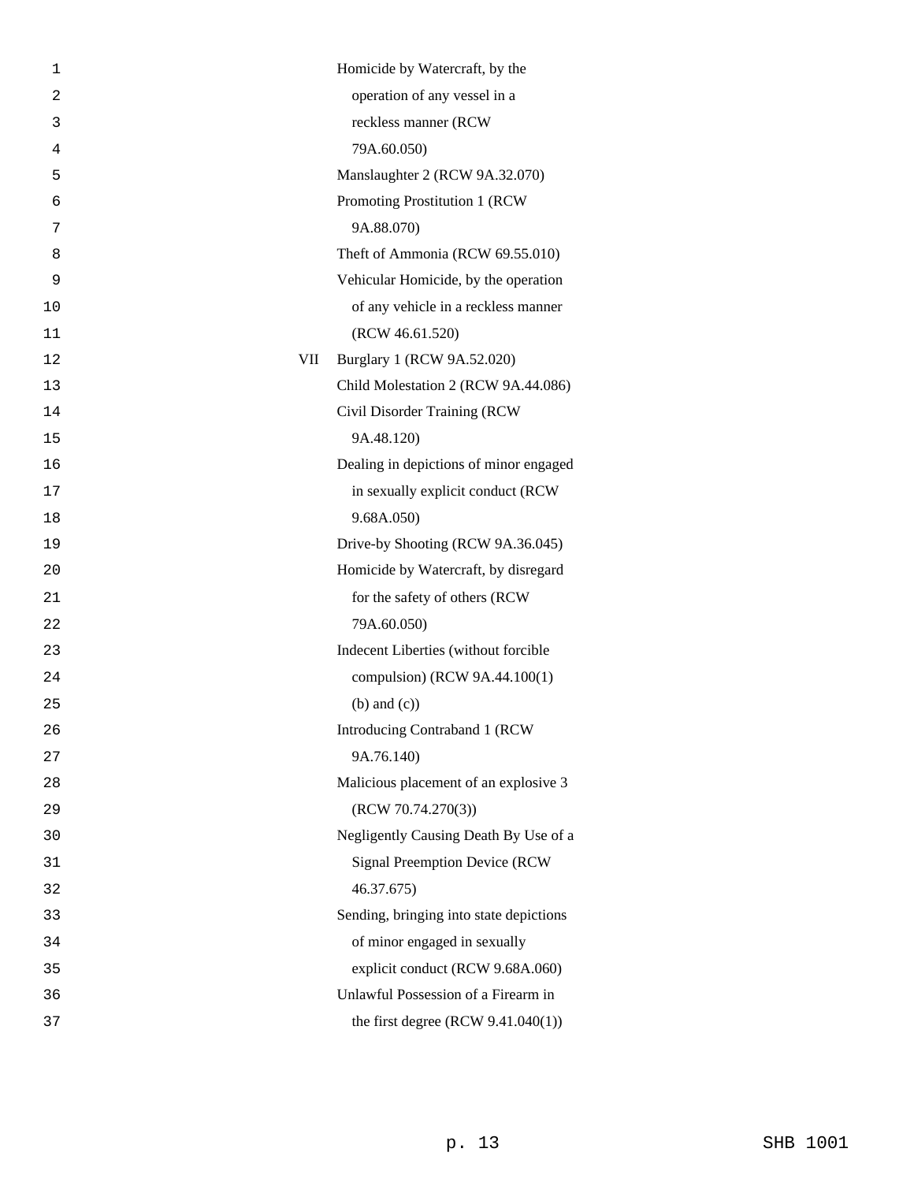| | |
|---|---|
| | Homicide by Watercraft, by the operation of any vessel in a reckless manner (RCW 79A.60.050) |
| | Manslaughter 2 (RCW 9A.32.070) |
| | Promoting Prostitution 1 (RCW 9A.88.070) |
| | Theft of Ammonia (RCW 69.55.010) |
| | Vehicular Homicide, by the operation of any vehicle in a reckless manner (RCW 46.61.520) |
| VII | Burglary 1 (RCW 9A.52.020) |
| | Child Molestation 2 (RCW 9A.44.086) |
| | Civil Disorder Training (RCW 9A.48.120) |
| | Dealing in depictions of minor engaged in sexually explicit conduct (RCW 9.68A.050) |
| | Drive-by Shooting (RCW 9A.36.045) |
| | Homicide by Watercraft, by disregard for the safety of others (RCW 79A.60.050) |
| | Indecent Liberties (without forcible compulsion) (RCW 9A.44.100(1) (b) and (c)) |
| | Introducing Contraband 1 (RCW 9A.76.140) |
| | Malicious placement of an explosive 3 (RCW 70.74.270(3)) |
| | Negligently Causing Death By Use of a Signal Preemption Device (RCW 46.37.675) |
| | Sending, bringing into state depictions of minor engaged in sexually explicit conduct (RCW 9.68A.060) |
| | Unlawful Possession of a Firearm in the first degree (RCW 9.41.040(1)) |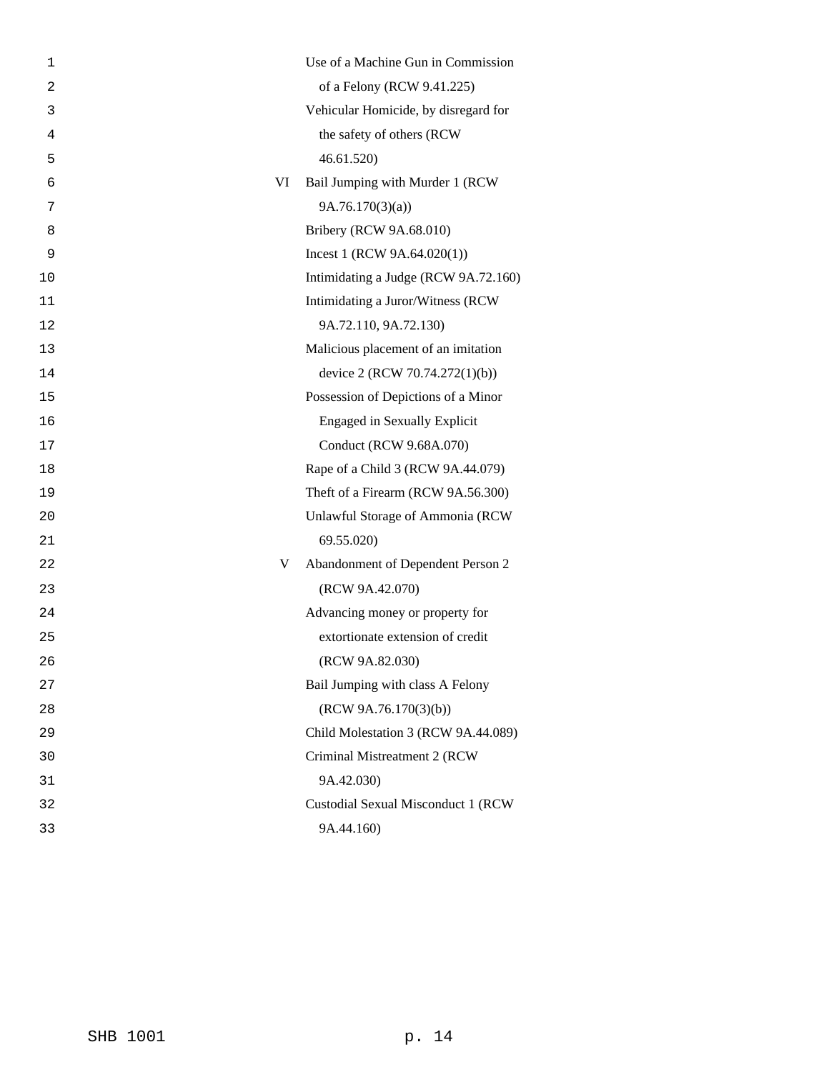| | |
|---|---|
| | Use of a Machine Gun in Commission of a Felony (RCW 9.41.225) |
| | Vehicular Homicide, by disregard for the safety of others (RCW 46.61.520) |
| VI | Bail Jumping with Murder 1 (RCW 9A.76.170(3)(a)) |
| | Bribery (RCW 9A.68.010) |
| | Incest 1 (RCW 9A.64.020(1)) |
| | Intimidating a Judge (RCW 9A.72.160) |
| | Intimidating a Juror/Witness (RCW 9A.72.110, 9A.72.130) |
| | Malicious placement of an imitation device 2 (RCW 70.74.272(1)(b)) |
| | Possession of Depictions of a Minor Engaged in Sexually Explicit Conduct (RCW 9.68A.070) |
| | Rape of a Child 3 (RCW 9A.44.079) |
| | Theft of a Firearm (RCW 9A.56.300) |
| | Unlawful Storage of Ammonia (RCW 69.55.020) |
| V | Abandonment of Dependent Person 2 (RCW 9A.42.070) |
| | Advancing money or property for extortionate extension of credit (RCW 9A.82.030) |
| | Bail Jumping with class A Felony (RCW 9A.76.170(3)(b)) |
| | Child Molestation 3 (RCW 9A.44.089) |
| | Criminal Mistreatment 2 (RCW 9A.42.030) |
| | Custodial Sexual Misconduct 1 (RCW 9A.44.160) |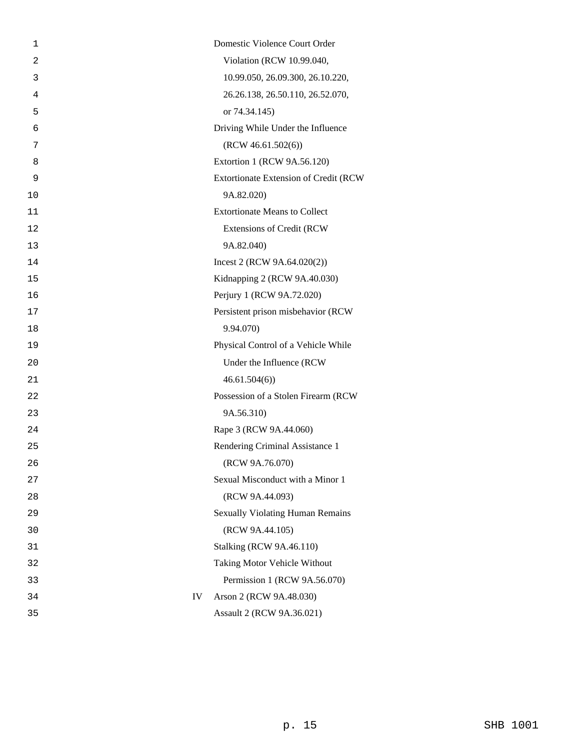Domestic Violence Court Order Violation (RCW 10.99.040, 10.99.050, 26.09.300, 26.10.220, 26.26.138, 26.50.110, 26.52.070, or 74.34.145)

Driving While Under the Influence (RCW 46.61.502(6))

Extortion 1 (RCW 9A.56.120)

Extortionate Extension of Credit (RCW 9A.82.020)

Extortionate Means to Collect Extensions of Credit (RCW 9A.82.040)

Incest 2 (RCW 9A.64.020(2))

Kidnapping 2 (RCW 9A.40.030)

Perjury 1 (RCW 9A.72.020)

Persistent prison misbehavior (RCW 9.94.070)

Physical Control of a Vehicle While Under the Influence (RCW 46.61.504(6))

Possession of a Stolen Firearm (RCW 9A.56.310)

Rape 3 (RCW 9A.44.060)

Rendering Criminal Assistance 1 (RCW 9A.76.070)

Sexual Misconduct with a Minor 1 (RCW 9A.44.093)

Sexually Violating Human Remains (RCW 9A.44.105)

Stalking (RCW 9A.46.110)

Taking Motor Vehicle Without Permission 1 (RCW 9A.56.070)

IV Arson 2 (RCW 9A.48.030)

Assault 2 (RCW 9A.36.021)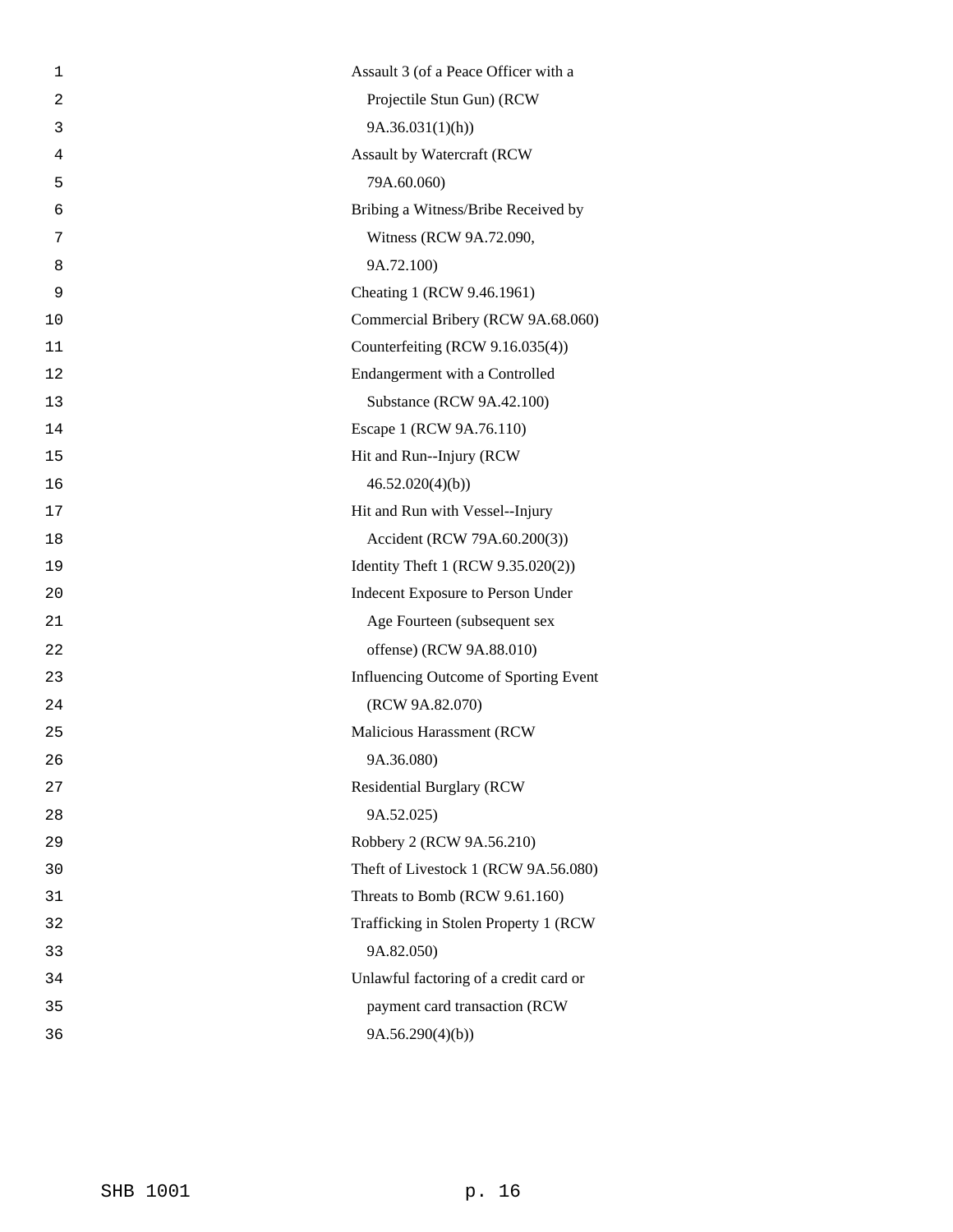Assault 3 (of a Peace Officer with a Projectile Stun Gun) (RCW 9A.36.031(1)(h))

Assault by Watercraft (RCW 79A.60.060)

Bribing a Witness/Bribe Received by Witness (RCW 9A.72.090, 9A.72.100)

Cheating 1 (RCW 9.46.1961)

Commercial Bribery (RCW 9A.68.060)

Counterfeiting (RCW 9.16.035(4))

Endangerment with a Controlled Substance (RCW 9A.42.100)

Escape 1 (RCW 9A.76.110)

Hit and Run--Injury (RCW 46.52.020(4)(b))

Hit and Run with Vessel--Injury Accident (RCW 79A.60.200(3))

Identity Theft 1 (RCW 9.35.020(2))

Indecent Exposure to Person Under Age Fourteen (subsequent sex offense) (RCW 9A.88.010)

Influencing Outcome of Sporting Event (RCW 9A.82.070)

Malicious Harassment (RCW 9A.36.080)

Residential Burglary (RCW 9A.52.025)

Robbery 2 (RCW 9A.56.210)

Theft of Livestock 1 (RCW 9A.56.080)

Threats to Bomb (RCW 9.61.160)

Trafficking in Stolen Property 1 (RCW 9A.82.050)

Unlawful factoring of a credit card or payment card transaction (RCW 9A.56.290(4)(b))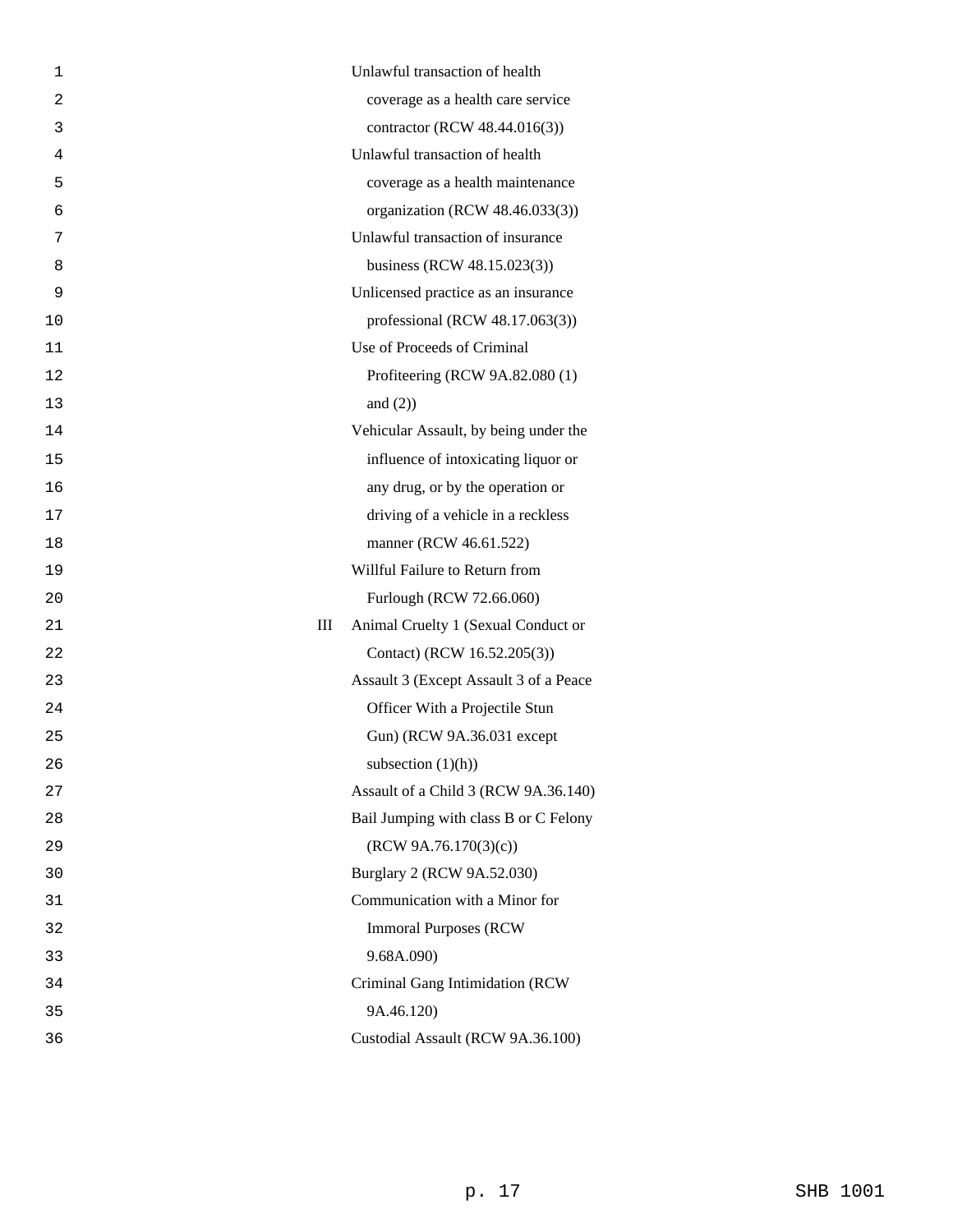| | |
|---|---|
| | Unlawful transaction of health coverage as a health care service contractor (RCW 48.44.016(3)) |
| | Unlawful transaction of health coverage as a health maintenance organization (RCW 48.46.033(3)) |
| | Unlawful transaction of insurance business (RCW 48.15.023(3)) |
| | Unlicensed practice as an insurance professional (RCW 48.17.063(3)) |
| | Use of Proceeds of Criminal Profiteering (RCW 9A.82.080 (1) and (2)) |
| | Vehicular Assault, by being under the influence of intoxicating liquor or any drug, or by the operation or driving of a vehicle in a reckless manner (RCW 46.61.522) |
| | Willful Failure to Return from Furlough (RCW 72.66.060) |
| III | Animal Cruelty 1 (Sexual Conduct or Contact) (RCW 16.52.205(3)) |
| | Assault 3 (Except Assault 3 of a Peace Officer With a Projectile Stun Gun) (RCW 9A.36.031 except subsection (1)(h)) |
| | Assault of a Child 3 (RCW 9A.36.140) |
| | Bail Jumping with class B or C Felony (RCW 9A.76.170(3)(c)) |
| | Burglary 2 (RCW 9A.52.030) |
| | Communication with a Minor for Immoral Purposes (RCW 9.68A.090) |
| | Criminal Gang Intimidation (RCW 9A.46.120) |
| | Custodial Assault (RCW 9A.36.100) |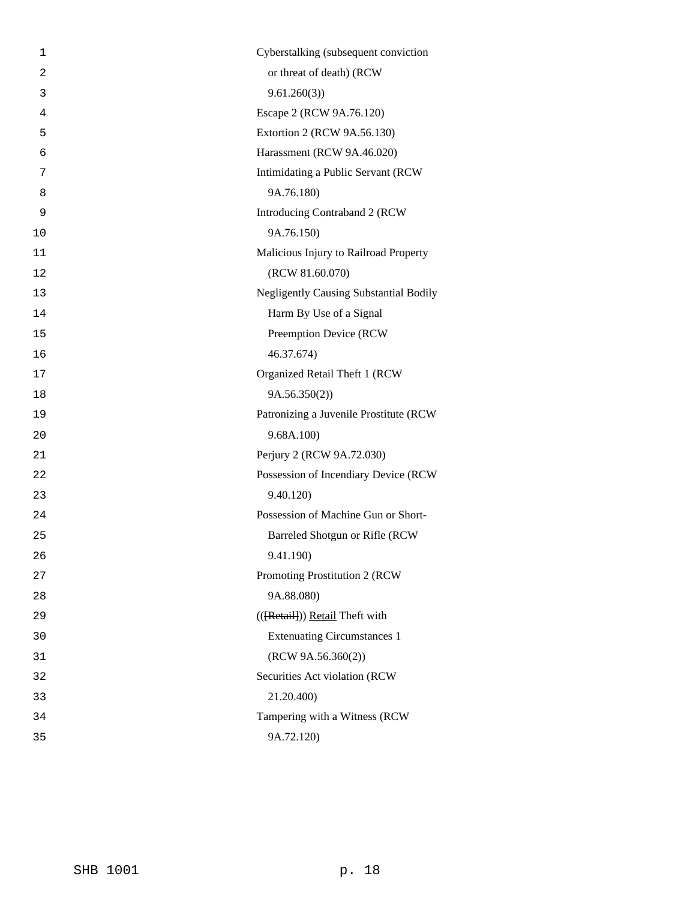Cyberstalking (subsequent conviction or threat of death) (RCW 9.61.260(3))

Escape 2 (RCW 9A.76.120)

Extortion 2 (RCW 9A.56.130)

Harassment (RCW 9A.46.020)

Intimidating a Public Servant (RCW 9A.76.180)

Introducing Contraband 2 (RCW 9A.76.150)

Malicious Injury to Railroad Property (RCW 81.60.070)

Negligently Causing Substantial Bodily Harm By Use of a Signal Preemption Device (RCW 46.37.674)

Organized Retail Theft 1 (RCW 9A.56.350(2))

Patronizing a Juvenile Prostitute (RCW 9.68A.100)

Perjury 2 (RCW 9A.72.030)

Possession of Incendiary Device (RCW 9.40.120)

Possession of Machine Gun or Short-Barreled Shotgun or Rifle (RCW 9.41.190)

Promoting Prostitution 2 (RCW 9A.88.080)

(( ~~[Retail]~~ )) Retail Theft with Extenuating Circumstances 1 (RCW 9A.56.360(2))

Securities Act violation (RCW 21.20.400)

Tampering with a Witness (RCW 9A.72.120)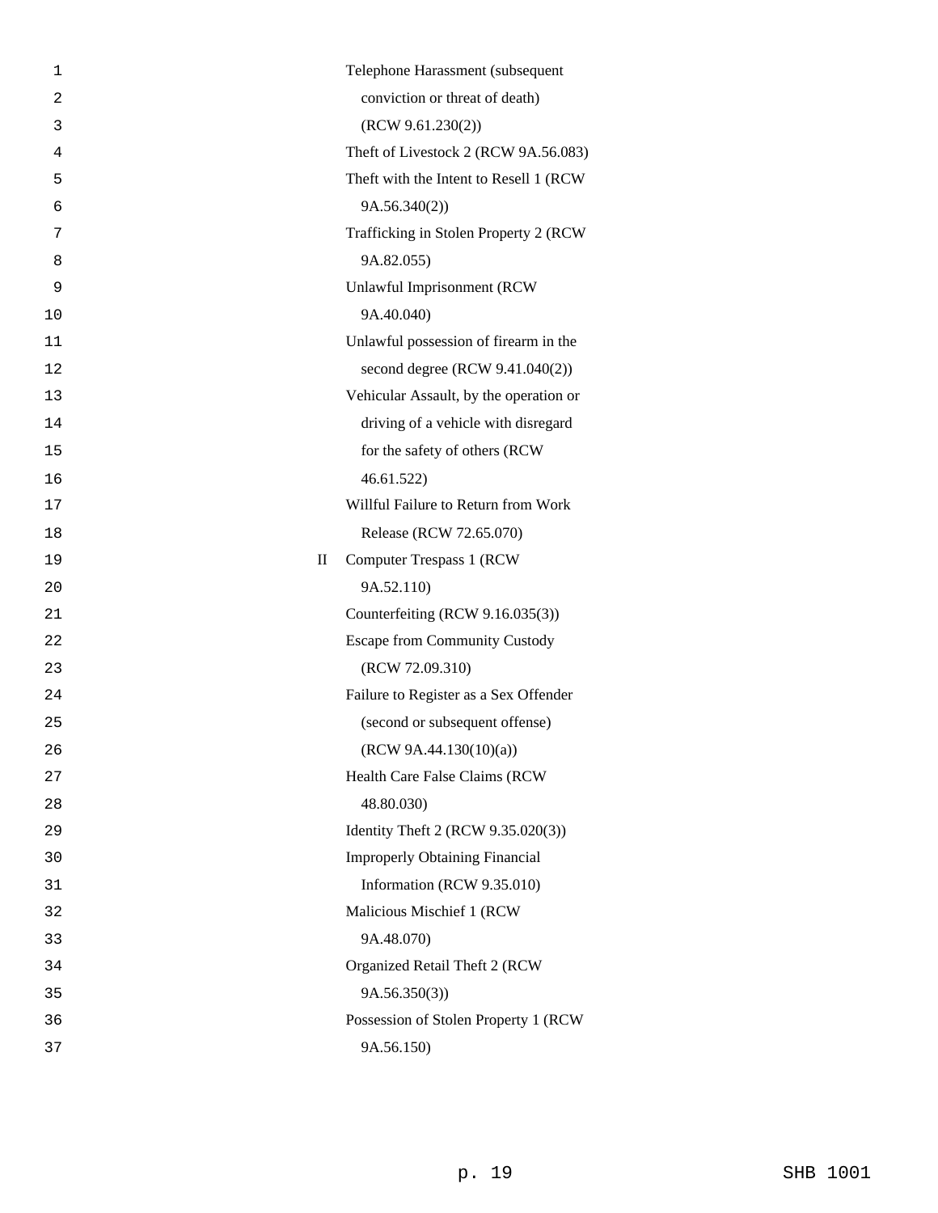| | |
|---|---|
| | Telephone Harassment (subsequent conviction or threat of death) (RCW 9.61.230(2)) |
| | Theft of Livestock 2 (RCW 9A.56.083) |
| | Theft with the Intent to Resell 1 (RCW 9A.56.340(2)) |
| | Trafficking in Stolen Property 2 (RCW 9A.82.055) |
| | Unlawful Imprisonment (RCW 9A.40.040) |
| | Unlawful possession of firearm in the second degree (RCW 9.41.040(2)) |
| | Vehicular Assault, by the operation or driving of a vehicle with disregard for the safety of others (RCW 46.61.522) |
| | Willful Failure to Return from Work Release (RCW 72.65.070) |
| II | Computer Trespass 1 (RCW 9A.52.110) |
| | Counterfeiting (RCW 9.16.035(3)) |
| | Escape from Community Custody (RCW 72.09.310) |
| | Failure to Register as a Sex Offender (second or subsequent offense) (RCW 9A.44.130(10)(a)) |
| | Health Care False Claims (RCW 48.80.030) |
| | Identity Theft 2 (RCW 9.35.020(3)) |
| | Improperly Obtaining Financial Information (RCW 9.35.010) |
| | Malicious Mischief 1 (RCW 9A.48.070) |
| | Organized Retail Theft 2 (RCW 9A.56.350(3)) |
| | Possession of Stolen Property 1 (RCW 9A.56.150) |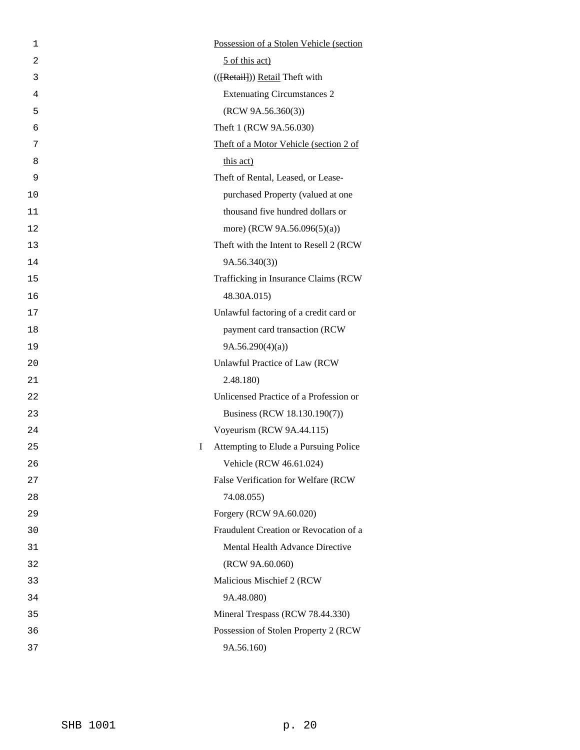<u>Possession of a Stolen Vehicle (section 5 of this act)</u>

(([Retail])) <u>Retail</u> Theft with Extenuating Circumstances 2 (RCW 9A.56.360(3))

Theft 1 (RCW 9A.56.030)

<u>Theft of a Motor Vehicle (section 2 of this act)</u>

Theft of Rental, Leased, or Lease-purchased Property (valued at one thousand five hundred dollars or more) (RCW 9A.56.096(5)(a))

Theft with the Intent to Resell 2 (RCW 9A.56.340(3))

Trafficking in Insurance Claims (RCW 48.30A.015)

Unlawful factoring of a credit card or payment card transaction (RCW 9A.56.290(4)(a))

Unlawful Practice of Law (RCW 2.48.180)

Unlicensed Practice of a Profession or Business (RCW 18.130.190(7))

Voyeurism (RCW 9A.44.115)

I Attempting to Elude a Pursuing Police Vehicle (RCW 46.61.024)

False Verification for Welfare (RCW 74.08.055)

Forgery (RCW 9A.60.020)

Fraudulent Creation or Revocation of a Mental Health Advance Directive (RCW 9A.60.060)

Malicious Mischief 2 (RCW 9A.48.080)

Mineral Trespass (RCW 78.44.330)

Possession of Stolen Property 2 (RCW 9A.56.160)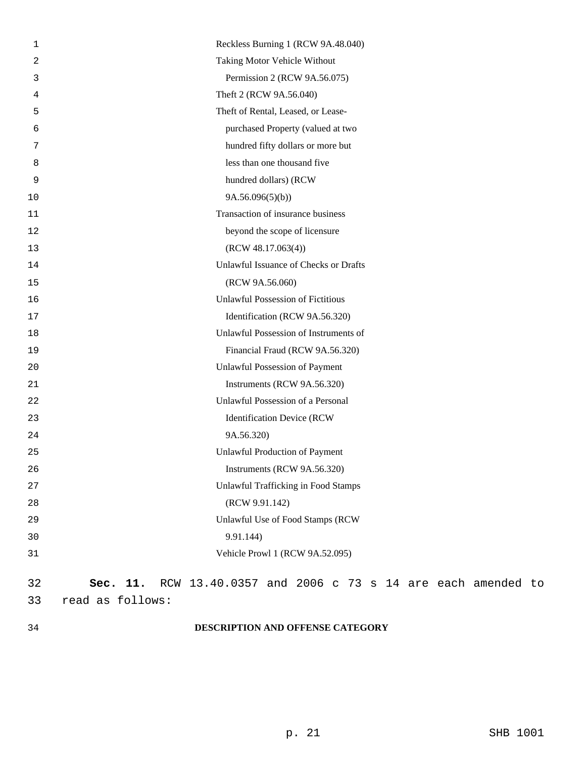Reckless Burning 1 (RCW 9A.48.040)

Taking Motor Vehicle Without Permission 2 (RCW 9A.56.075)

Theft 2 (RCW 9A.56.040)

Theft of Rental, Leased, or Lease-purchased Property (valued at two hundred fifty dollars or more but less than one thousand five hundred dollars) (RCW 9A.56.096(5)(b))

Transaction of insurance business beyond the scope of licensure (RCW 48.17.063(4))

Unlawful Issuance of Checks or Drafts (RCW 9A.56.060)

Unlawful Possession of Fictitious Identification (RCW 9A.56.320)

Unlawful Possession of Instruments of Financial Fraud (RCW 9A.56.320)

Unlawful Possession of Payment Instruments (RCW 9A.56.320)

Unlawful Possession of a Personal Identification Device (RCW 9A.56.320)

Unlawful Production of Payment Instruments (RCW 9A.56.320)

Unlawful Trafficking in Food Stamps (RCW 9.91.142)

Unlawful Use of Food Stamps (RCW 9.91.144)

Vehicle Prowl 1 (RCW 9A.52.095)

**Sec. 11.** RCW 13.40.0357 and 2006 c 73 s 14 are each amended to read as follows:

**DESCRIPTION AND OFFENSE CATEGORY**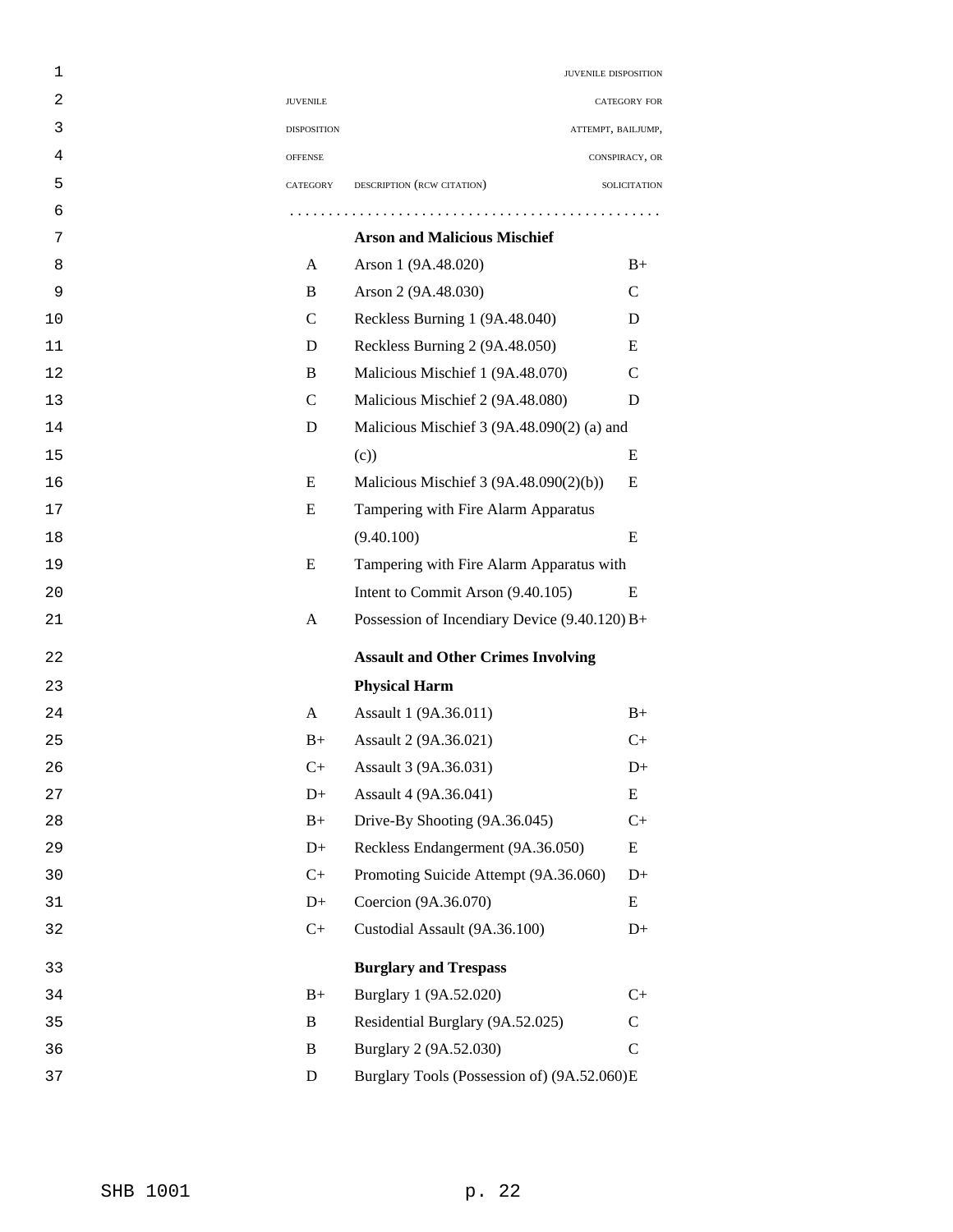| JUVENILE DISPOSITION OFFENSE CATEGORY | DESCRIPTION (RCW CITATION) | JUVENILE DISPOSITION CATEGORY FOR ATTEMPT, BAILJUMP, CONSPIRACY, OR SOLICITATION |
|---|---|---|
| | **Arson and Malicious Mischief** | |
| A | Arson 1 (9A.48.020) | B+ |
| B | Arson 2 (9A.48.030) | C |
| C | Reckless Burning 1 (9A.48.040) | D |
| D | Reckless Burning 2 (9A.48.050) | E |
| B | Malicious Mischief 1 (9A.48.070) | C |
| C | Malicious Mischief 2 (9A.48.080) | D |
| D | Malicious Mischief 3 (9A.48.090(2) (a) and (c)) | E |
| E | Malicious Mischief 3 (9A.48.090(2)(b)) | E |
| E | Tampering with Fire Alarm Apparatus (9.40.100) | E |
| E | Tampering with Fire Alarm Apparatus with Intent to Commit Arson (9.40.105) | E |
| A | Possession of Incendiary Device (9.40.120) | B+ |
| | **Assault and Other Crimes Involving Physical Harm** | |
| A | Assault 1 (9A.36.011) | B+ |
| B+ | Assault 2 (9A.36.021) | C+ |
| C+ | Assault 3 (9A.36.031) | D+ |
| D+ | Assault 4 (9A.36.041) | E |
| B+ | Drive-By Shooting (9A.36.045) | C+ |
| D+ | Reckless Endangerment (9A.36.050) | E |
| C+ | Promoting Suicide Attempt (9A.36.060) | D+ |
| D+ | Coercion (9A.36.070) | E |
| C+ | Custodial Assault (9A.36.100) | D+ |
| | **Burglary and Trespass** | |
| B+ | Burglary 1 (9A.52.020) | C+ |
| B | Residential Burglary (9A.52.025) | C |
| B | Burglary 2 (9A.52.030) | C |
| D | Burglary Tools (Possession of) (9A.52.060) | E |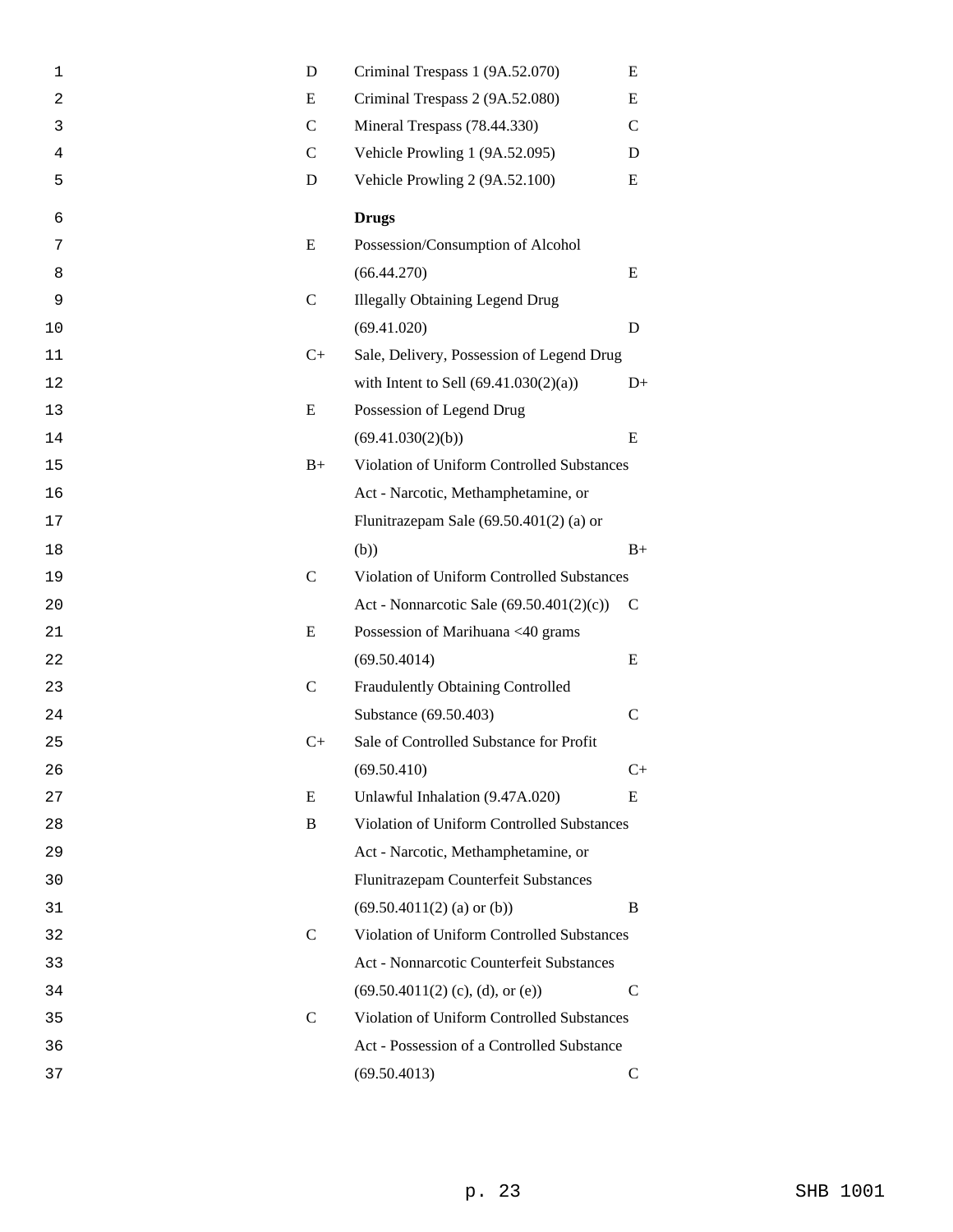| | | |
|---|---|---|
| D | Criminal Trespass 1 (9A.52.070) | E |
| E | Criminal Trespass 2 (9A.52.080) | E |
| C | Mineral Trespass (78.44.330) | C |
| C | Vehicle Prowling 1 (9A.52.095) | D |
| D | Vehicle Prowling 2 (9A.52.100) | E |
| | **Drugs** | |
| E | Possession/Consumption of Alcohol (66.44.270) | E |
| C | Illegally Obtaining Legend Drug (69.41.020) | D |
| C+ | Sale, Delivery, Possession of Legend Drug with Intent to Sell (69.41.030(2)(a)) | D+ |
| E | Possession of Legend Drug (69.41.030(2)(b)) | E |
| B+ | Violation of Uniform Controlled Substances Act - Narcotic, Methamphetamine, or Flunitrazepam Sale (69.50.401(2) (a) or (b)) | B+ |
| C | Violation of Uniform Controlled Substances Act - Nonnarcotic Sale (69.50.401(2)(c)) | C |
| E | Possession of Marihuana <40 grams (69.50.4014) | E |
| C | Fraudulently Obtaining Controlled Substance (69.50.403) | C |
| C+ | Sale of Controlled Substance for Profit (69.50.410) | C+ |
| E | Unlawful Inhalation (9.47A.020) | E |
| B | Violation of Uniform Controlled Substances Act - Narcotic, Methamphetamine, or Flunitrazepam Counterfeit Substances (69.50.4011(2) (a) or (b)) | B |
| C | Violation of Uniform Controlled Substances Act - Nonnarcotic Counterfeit Substances (69.50.4011(2) (c), (d), or (e)) | C |
| C | Violation of Uniform Controlled Substances Act - Possession of a Controlled Substance (69.50.4013) | C |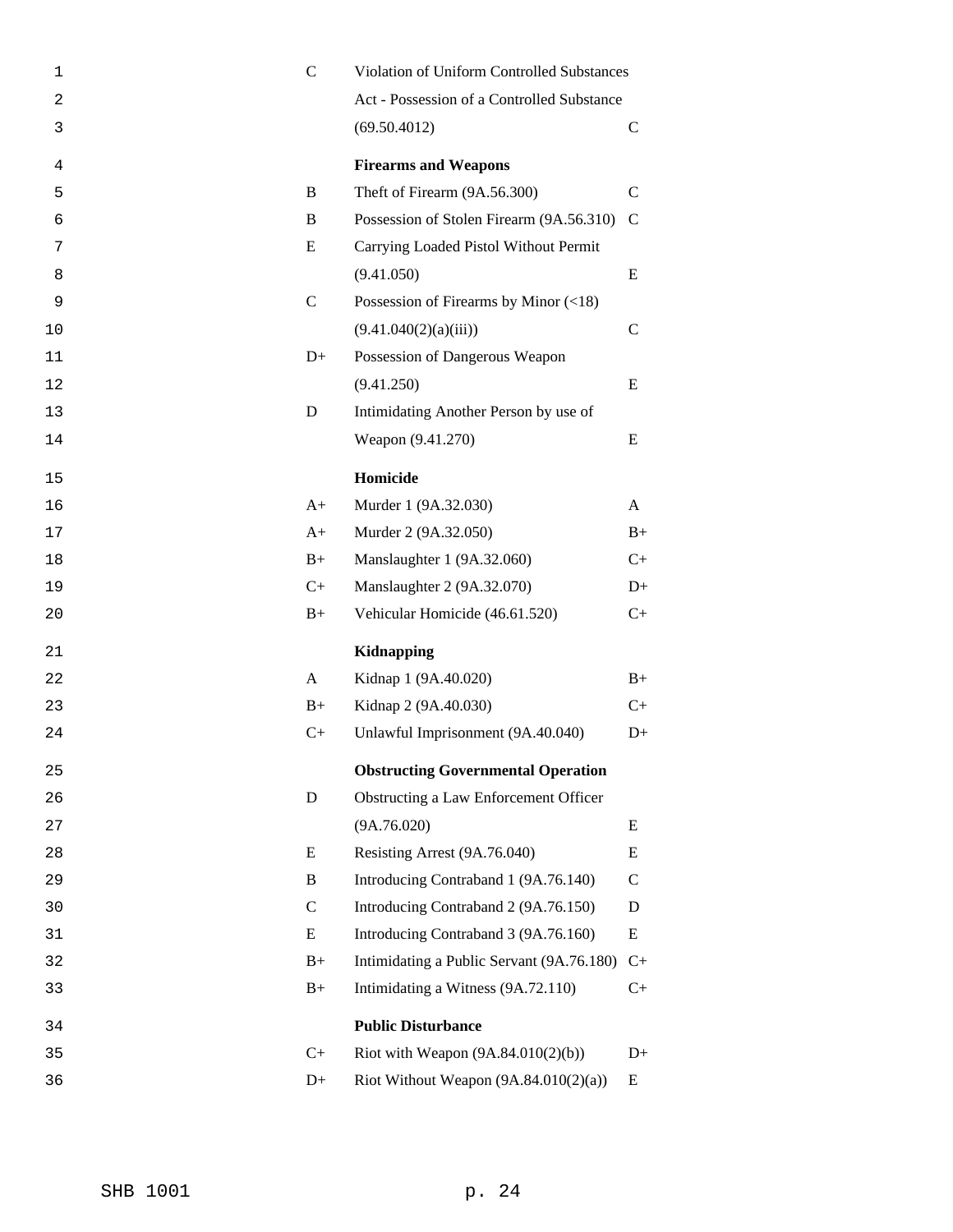| | | |
|---|---|---|
| C | Violation of Uniform Controlled Substances Act - Possession of a Controlled Substance (69.50.4012) | C |
| | **Firearms and Weapons** | |
| B | Theft of Firearm (9A.56.300) | C |
| B | Possession of Stolen Firearm (9A.56.310) | C |
| E | Carrying Loaded Pistol Without Permit (9.41.050) | E |
| C | Possession of Firearms by Minor (<18) (9.41.040(2)(a)(iii)) | C |
| D+ | Possession of Dangerous Weapon (9.41.250) | E |
| D | Intimidating Another Person by use of Weapon (9.41.270) | E |
| | **Homicide** | |
| A+ | Murder 1 (9A.32.030) | A |
| A+ | Murder 2 (9A.32.050) | B+ |
| B+ | Manslaughter 1 (9A.32.060) | C+ |
| C+ | Manslaughter 2 (9A.32.070) | D+ |
| B+ | Vehicular Homicide (46.61.520) | C+ |
| | **Kidnapping** | |
| A | Kidnap 1 (9A.40.020) | B+ |
| B+ | Kidnap 2 (9A.40.030) | C+ |
| C+ | Unlawful Imprisonment (9A.40.040) | D+ |
| | **Obstructing Governmental Operation** | |
| D | Obstructing a Law Enforcement Officer (9A.76.020) | E |
| E | Resisting Arrest (9A.76.040) | E |
| B | Introducing Contraband 1 (9A.76.140) | C |
| C | Introducing Contraband 2 (9A.76.150) | D |
| E | Introducing Contraband 3 (9A.76.160) | E |
| B+ | Intimidating a Public Servant (9A.76.180) | C+ |
| B+ | Intimidating a Witness (9A.72.110) | C+ |
| | **Public Disturbance** | |
| C+ | Riot with Weapon (9A.84.010(2)(b)) | D+ |
| D+ | Riot Without Weapon (9A.84.010(2)(a)) | E |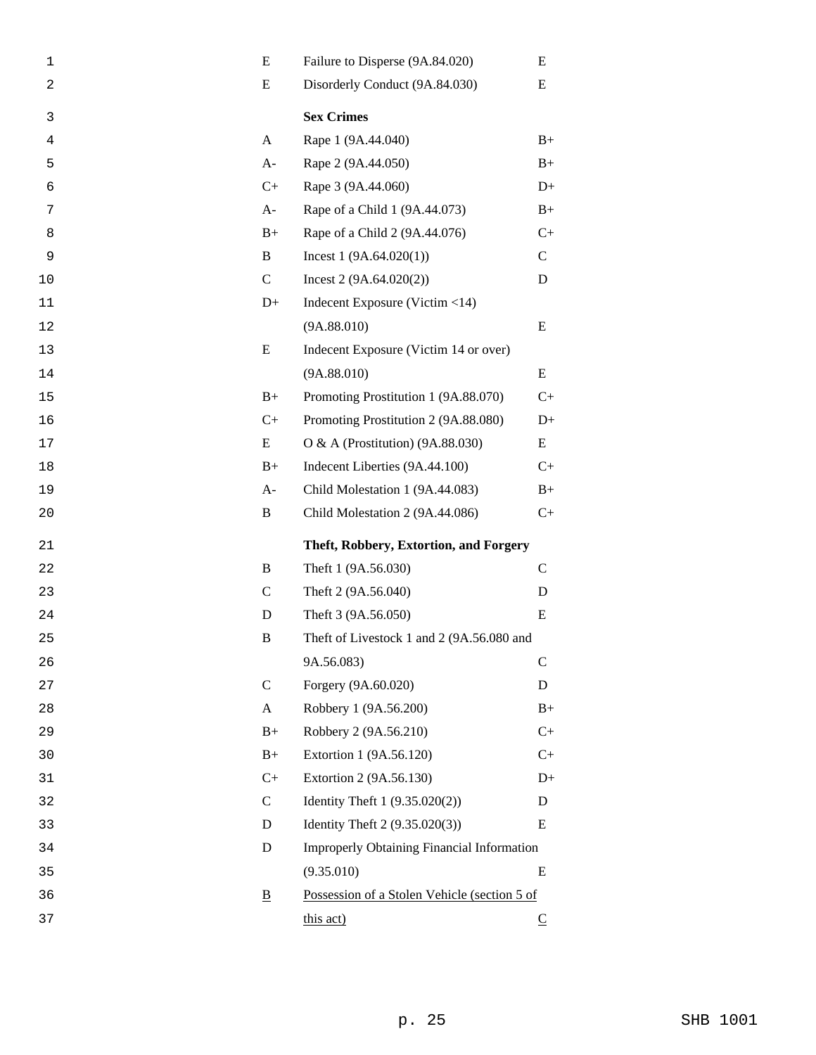| | | |
|---|---|---|
| E | Failure to Disperse (9A.84.020) | E |
| E | Disorderly Conduct (9A.84.030) | E |
| | **Sex Crimes** | |
| A | Rape 1 (9A.44.040) | B+ |
| A- | Rape 2 (9A.44.050) | B+ |
| C+ | Rape 3 (9A.44.060) | D+ |
| A- | Rape of a Child 1 (9A.44.073) | B+ |
| B+ | Rape of a Child 2 (9A.44.076) | C+ |
| B | Incest 1 (9A.64.020(1)) | C |
| C | Incest 2 (9A.64.020(2)) | D |
| D+ | Indecent Exposure (Victim <14) (9A.88.010) | E |
| E | Indecent Exposure (Victim 14 or over) (9A.88.010) | E |
| B+ | Promoting Prostitution 1 (9A.88.070) | C+ |
| C+ | Promoting Prostitution 2 (9A.88.080) | D+ |
| E | O & A (Prostitution) (9A.88.030) | E |
| B+ | Indecent Liberties (9A.44.100) | C+ |
| A- | Child Molestation 1 (9A.44.083) | B+ |
| B | Child Molestation 2 (9A.44.086) | C+ |
| | **Theft, Robbery, Extortion, and Forgery** | |
| B | Theft 1 (9A.56.030) | C |
| C | Theft 2 (9A.56.040) | D |
| D | Theft 3 (9A.56.050) | E |
| B | Theft of Livestock 1 and 2 (9A.56.080 and 9A.56.083) | C |
| C | Forgery (9A.60.020) | D |
| A | Robbery 1 (9A.56.200) | B+ |
| B+ | Robbery 2 (9A.56.210) | C+ |
| B+ | Extortion 1 (9A.56.120) | C+ |
| C+ | Extortion 2 (9A.56.130) | D+ |
| C | Identity Theft 1 (9.35.020(2)) | D |
| D | Identity Theft 2 (9.35.020(3)) | E |
| D | Improperly Obtaining Financial Information (9.35.010) | E |
| <u>B</u> | <u>Possession of a Stolen Vehicle (section 5 of this act)</u> | <u>C</u> |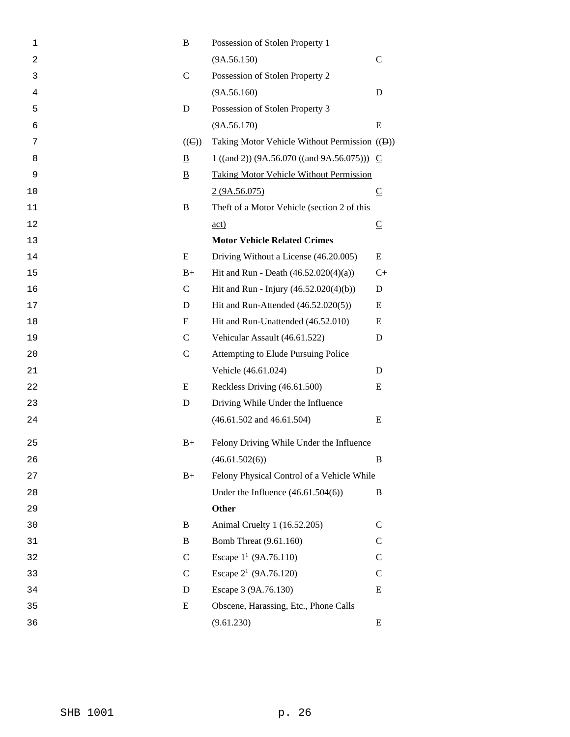| | | |
|---|---|---|
| B | Possession of Stolen Property 1 (9A.56.150) | C |
| C | Possession of Stolen Property 2 (9A.56.160) | D |
| D | Possession of Stolen Property 3 (9A.56.170) | E |
| ((~~C~~)) <u>B</u> | Taking Motor Vehicle Without Permission 1 ((~~and 2~~)) (9A.56.070 ((~~and 9A.56.075~~))) | ((~~D~~)) <u>C</u> |
| <u>B</u> | <u>Taking Motor Vehicle Without Permission 2 (9A.56.075)</u> | <u>C</u> |
| <u>B</u> | <u>Theft of a Motor Vehicle (section 2 of this act)</u> | <u>C</u> |
| | **Motor Vehicle Related Crimes** | |
| E | Driving Without a License (46.20.005) | E |
| B+ | Hit and Run - Death (46.52.020(4)(a)) | C+ |
| C | Hit and Run - Injury (46.52.020(4)(b)) | D |
| D | Hit and Run-Attended (46.52.020(5)) | E |
| E | Hit and Run-Unattended (46.52.010) | E |
| C | Vehicular Assault (46.61.522) | D |
| C | Attempting to Elude Pursuing Police Vehicle (46.61.024) | D |
| E | Reckless Driving (46.61.500) | E |
| D | Driving While Under the Influence (46.61.502 and 46.61.504) | E |
| B+ | Felony Driving While Under the Influence (46.61.502(6)) | B |
| B+ | Felony Physical Control of a Vehicle While Under the Influence (46.61.504(6)) | B |
| | **Other** | |
| B | Animal Cruelty 1 (16.52.205) | C |
| B | Bomb Threat (9.61.160) | C |
| C | Escape 1[1] (9A.76.110) | C |
| C | Escape 2[1] (9A.76.120) | C |
| D | Escape 3 (9A.76.130) | E |
| E | Obscene, Harassing, Etc., Phone Calls (9.61.230) | E |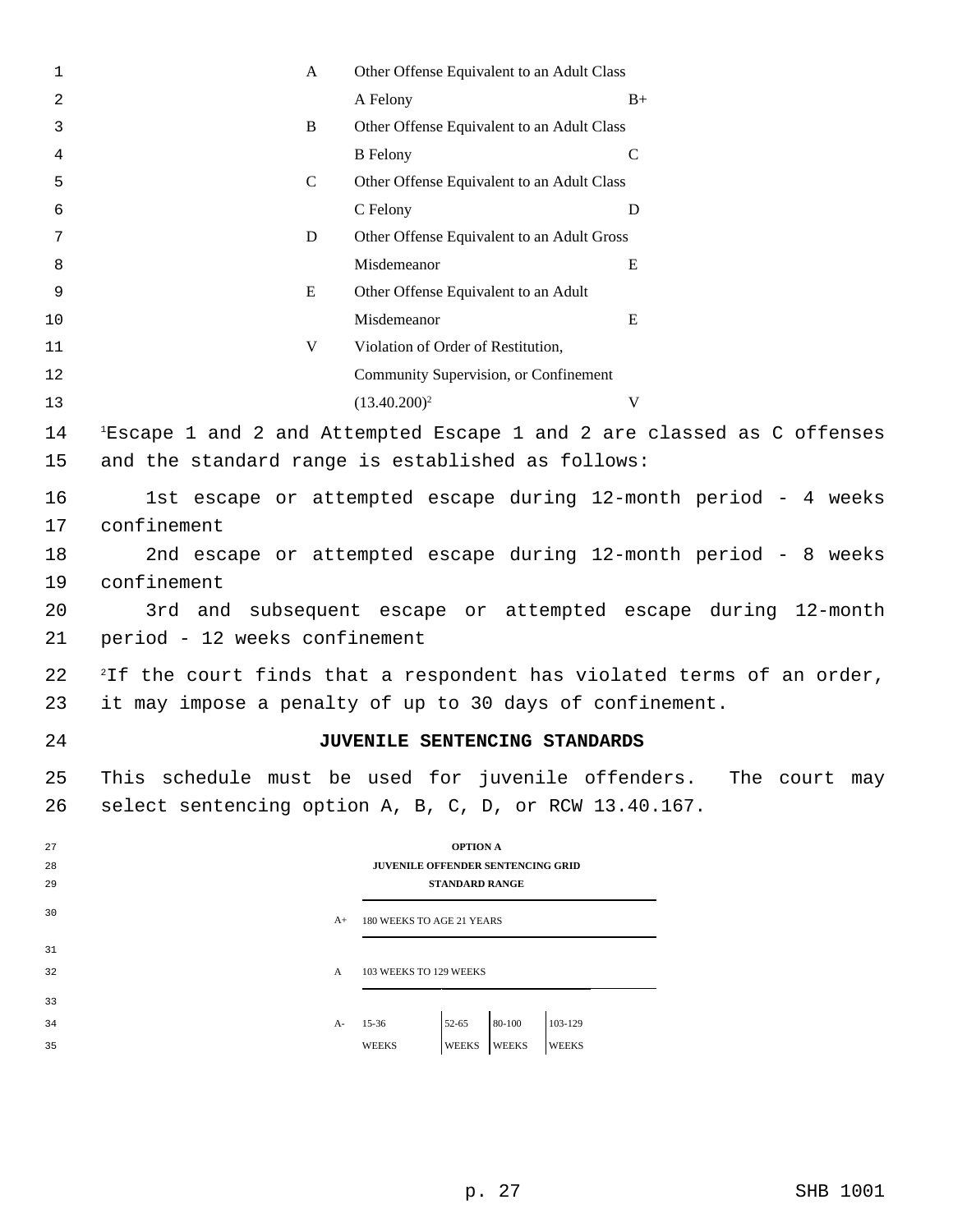| | | |
|---|---|---|
| A | Other Offense Equivalent to an Adult Class A Felony | B+ |
| B | Other Offense Equivalent to an Adult Class B Felony | C |
| C | Other Offense Equivalent to an Adult Class C Felony | D |
| D | Other Offense Equivalent to an Adult Gross Misdemeanor | E |
| E | Other Offense Equivalent to an Adult Misdemeanor | E |
| V | Violation of Order of Restitution, Community Supervision, or Confinement (13.40.200)[2] | V |

[1]Escape 1 and 2 and Attempted Escape 1 and 2 are classed as C offenses and the standard range is established as follows:

1st escape or attempted escape during 12-month period - 4 weeks confinement

2nd escape or attempted escape during 12-month period - 8 weeks confinement

3rd and subsequent escape or attempted escape during 12-month period - 12 weeks confinement

[2]If the court finds that a respondent has violated terms of an order, it may impose a penalty of up to 30 days of confinement.

**JUVENILE SENTENCING STANDARDS**

This schedule must be used for juvenile offenders. The court may select sentencing option A, B, C, D, or RCW 13.40.167.

**OPTION A**

**JUVENILE OFFENDER SENTENCING GRID**

**STANDARD RANGE**

| | | | | |
|---|---|---|---|---|
| A+ | 180 WEEKS TO AGE 21 YEARS | | | |
| A | 103 WEEKS TO 129 WEEKS | | | |
| A- | 15-36 WEEKS | 52-65 WEEKS | 80-100 WEEKS | 103-129 WEEKS |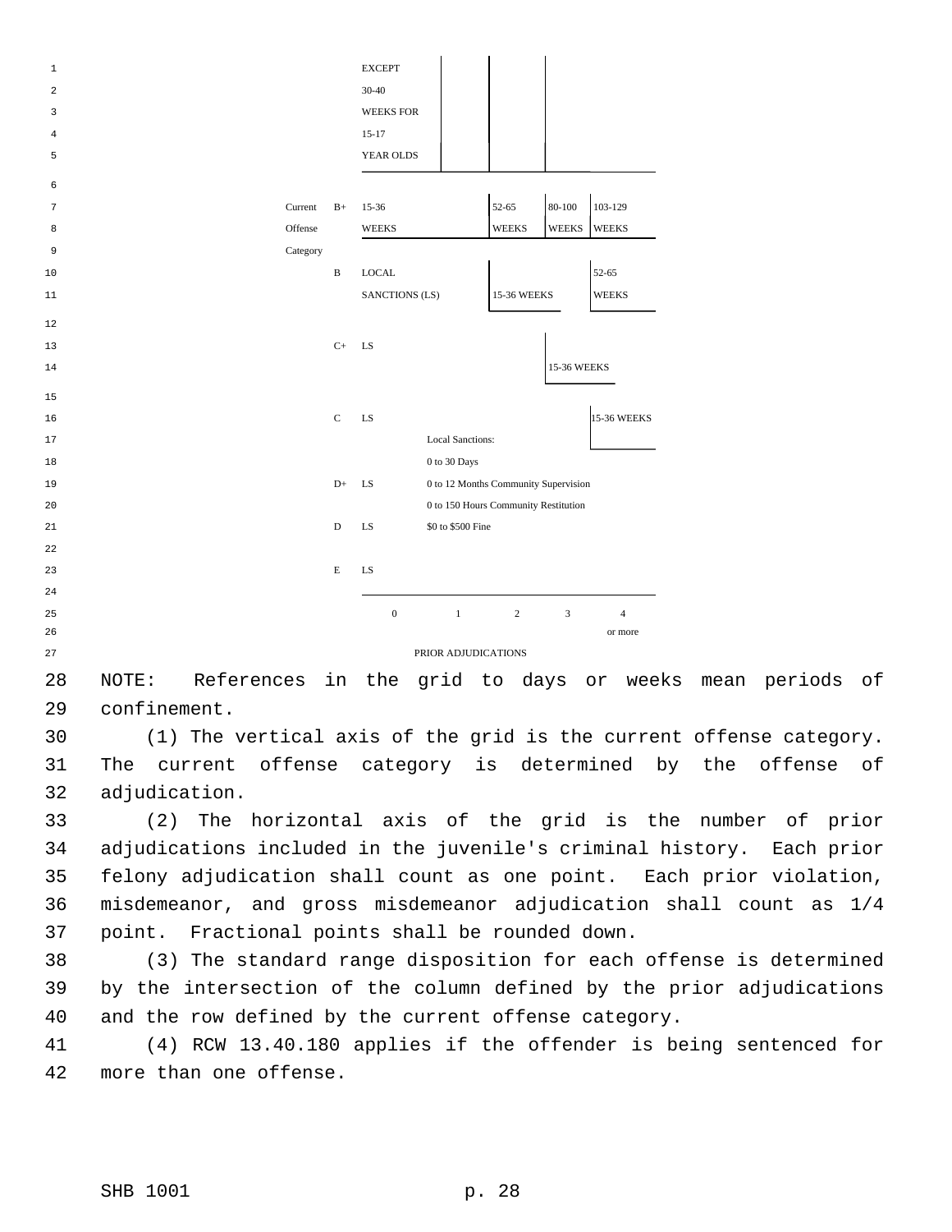| Current Offense Category | | 0 | 1 | 2 | 3 | 4 or more |
|---|---|---|---|---|---|---|
| | | EXCEPT 30-40 WEEKS FOR 15-17 YEAR OLDS | | | | |
| | B+ | 15-36 WEEKS | | 52-65 WEEKS | 80-100 WEEKS | 103-129 WEEKS |
| | B | LOCAL SANCTIONS (LS) | | 15-36 WEEKS | | 52-65 WEEKS |
| | C+ | LS | | | 15-36 WEEKS | |
| | C | LS | | | | 15-36 WEEKS |
| | D+ | LS | | | | |
| | D | LS | | | | |
| | E | LS | | | | |

Local Sanctions:
0 to 30 Days
0 to 12 Months Community Supervision
0 to 150 Hours Community Restitution
$0 to $500 Fine

PRIOR ADJUDICATIONS

NOTE: References in the grid to days or weeks mean periods of confinement.

(1) The vertical axis of the grid is the current offense category. The current offense category is determined by the offense of adjudication.

(2) The horizontal axis of the grid is the number of prior adjudications included in the juvenile's criminal history. Each prior felony adjudication shall count as one point. Each prior violation, misdemeanor, and gross misdemeanor adjudication shall count as 1/4 point. Fractional points shall be rounded down.

(3) The standard range disposition for each offense is determined by the intersection of the column defined by the prior adjudications and the row defined by the current offense category.

(4) RCW 13.40.180 applies if the offender is being sentenced for more than one offense.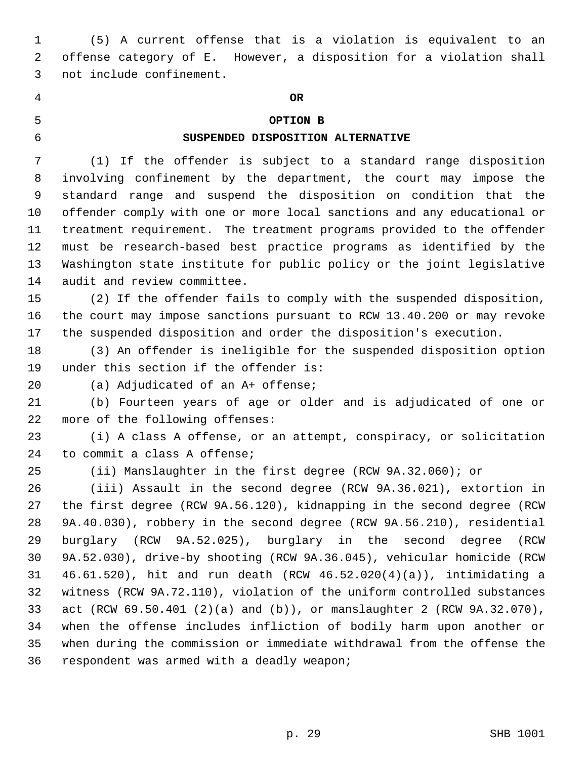(5) A current offense that is a violation is equivalent to an offense category of E. However, a disposition for a violation shall not include confinement.

**OR**

**OPTION B**

**SUSPENDED DISPOSITION ALTERNATIVE**

(1) If the offender is subject to a standard range disposition involving confinement by the department, the court may impose the standard range and suspend the disposition on condition that the offender comply with one or more local sanctions and any educational or treatment requirement. The treatment programs provided to the offender must be research-based best practice programs as identified by the Washington state institute for public policy or the joint legislative audit and review committee.

(2) If the offender fails to comply with the suspended disposition, the court may impose sanctions pursuant to RCW 13.40.200 or may revoke the suspended disposition and order the disposition's execution.

(3) An offender is ineligible for the suspended disposition option under this section if the offender is:

(a) Adjudicated of an A+ offense;

(b) Fourteen years of age or older and is adjudicated of one or more of the following offenses:

(i) A class A offense, or an attempt, conspiracy, or solicitation to commit a class A offense;

(ii) Manslaughter in the first degree (RCW 9A.32.060); or

(iii) Assault in the second degree (RCW 9A.36.021), extortion in the first degree (RCW 9A.56.120), kidnapping in the second degree (RCW 9A.40.030), robbery in the second degree (RCW 9A.56.210), residential burglary (RCW 9A.52.025), burglary in the second degree (RCW 9A.52.030), drive-by shooting (RCW 9A.36.045), vehicular homicide (RCW 46.61.520), hit and run death (RCW 46.52.020(4)(a)), intimidating a witness (RCW 9A.72.110), violation of the uniform controlled substances act (RCW 69.50.401 (2)(a) and (b)), or manslaughter 2 (RCW 9A.32.070), when the offense includes infliction of bodily harm upon another or when during the commission or immediate withdrawal from the offense the respondent was armed with a deadly weapon;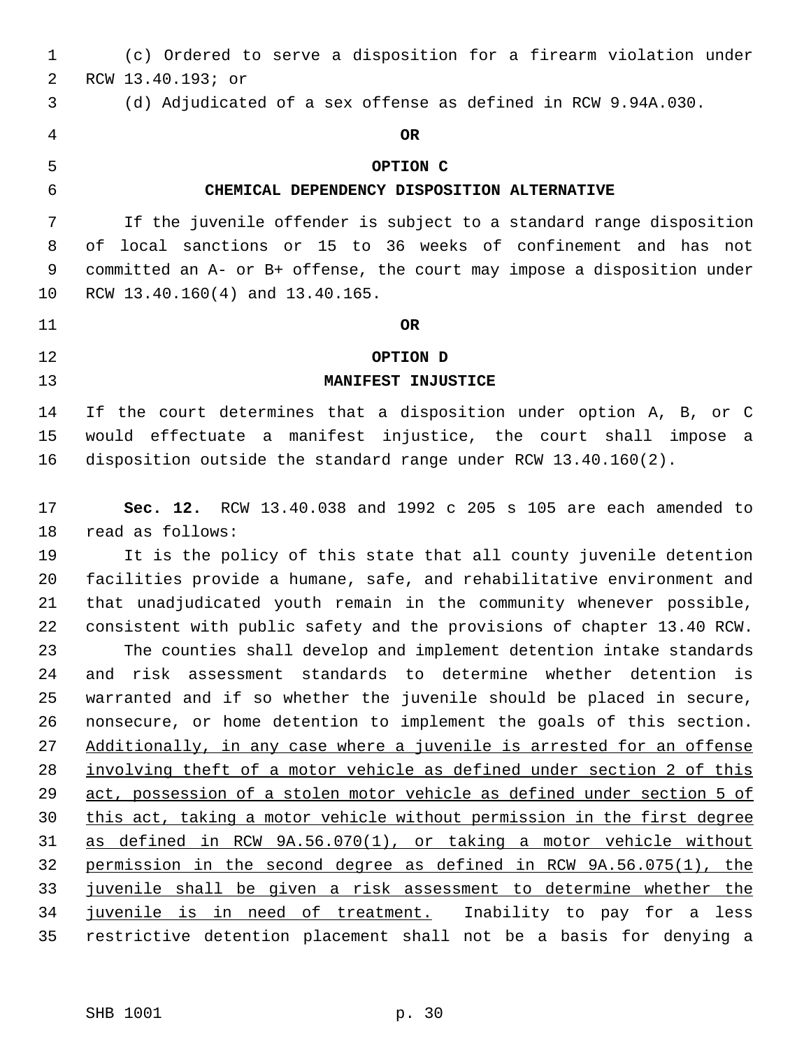(c) Ordered to serve a disposition for a firearm violation under RCW 13.40.193; or

(d) Adjudicated of a sex offense as defined in RCW 9.94A.030.

**OR**

**OPTION C**

**CHEMICAL DEPENDENCY DISPOSITION ALTERNATIVE**

If the juvenile offender is subject to a standard range disposition of local sanctions or 15 to 36 weeks of confinement and has not committed an A- or B+ offense, the court may impose a disposition under RCW 13.40.160(4) and 13.40.165.

**OR**

**OPTION D**

**MANIFEST INJUSTICE**

If the court determines that a disposition under option A, B, or C would effectuate a manifest injustice, the court shall impose a disposition outside the standard range under RCW 13.40.160(2).

**Sec. 12.** RCW 13.40.038 and 1992 c 205 s 105 are each amended to read as follows:

It is the policy of this state that all county juvenile detention facilities provide a humane, safe, and rehabilitative environment and that unadjudicated youth remain in the community whenever possible, consistent with public safety and the provisions of chapter 13.40 RCW.

The counties shall develop and implement detention intake standards and risk assessment standards to determine whether detention is warranted and if so whether the juvenile should be placed in secure, nonsecure, or home detention to implement the goals of this section. <u>Additionally, in any case where a juvenile is arrested for an offense involving theft of a motor vehicle as defined under section 2 of this act, possession of a stolen motor vehicle as defined under section 5 of this act, taking a motor vehicle without permission in the first degree as defined in RCW 9A.56.070(1), or taking a motor vehicle without permission in the second degree as defined in RCW 9A.56.075(1), the juvenile shall be given a risk assessment to determine whether the juvenile is in need of treatment.</u> Inability to pay for a less restrictive detention placement shall not be a basis for denying a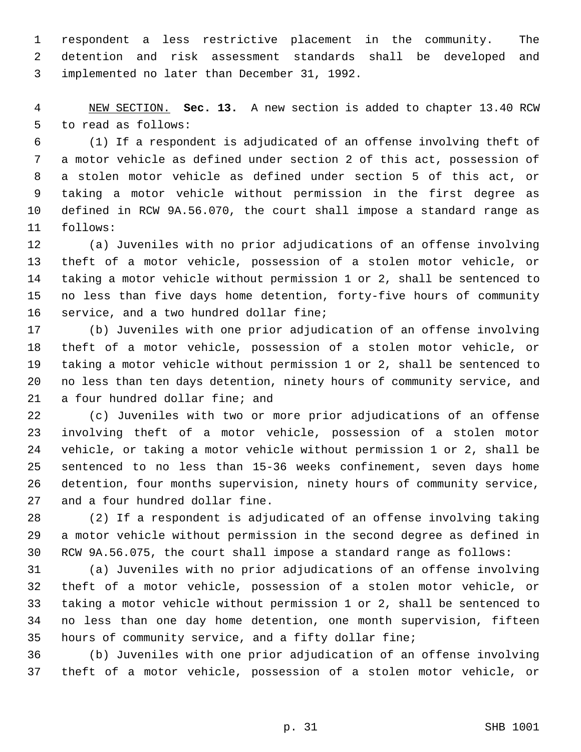respondent a less restrictive placement in the community. The detention and risk assessment standards shall be developed and implemented no later than December 31, 1992.

NEW SECTION. **Sec. 13.** A new section is added to chapter 13.40 RCW to read as follows:

(1) If a respondent is adjudicated of an offense involving theft of a motor vehicle as defined under section 2 of this act, possession of a stolen motor vehicle as defined under section 5 of this act, or taking a motor vehicle without permission in the first degree as defined in RCW 9A.56.070, the court shall impose a standard range as follows:

(a) Juveniles with no prior adjudications of an offense involving theft of a motor vehicle, possession of a stolen motor vehicle, or taking a motor vehicle without permission 1 or 2, shall be sentenced to no less than five days home detention, forty-five hours of community service, and a two hundred dollar fine;

(b) Juveniles with one prior adjudication of an offense involving theft of a motor vehicle, possession of a stolen motor vehicle, or taking a motor vehicle without permission 1 or 2, shall be sentenced to no less than ten days detention, ninety hours of community service, and a four hundred dollar fine; and

(c) Juveniles with two or more prior adjudications of an offense involving theft of a motor vehicle, possession of a stolen motor vehicle, or taking a motor vehicle without permission 1 or 2, shall be sentenced to no less than 15-36 weeks confinement, seven days home detention, four months supervision, ninety hours of community service, and a four hundred dollar fine.

(2) If a respondent is adjudicated of an offense involving taking a motor vehicle without permission in the second degree as defined in RCW 9A.56.075, the court shall impose a standard range as follows:

(a) Juveniles with no prior adjudications of an offense involving theft of a motor vehicle, possession of a stolen motor vehicle, or taking a motor vehicle without permission 1 or 2, shall be sentenced to no less than one day home detention, one month supervision, fifteen hours of community service, and a fifty dollar fine;

(b) Juveniles with one prior adjudication of an offense involving theft of a motor vehicle, possession of a stolen motor vehicle, or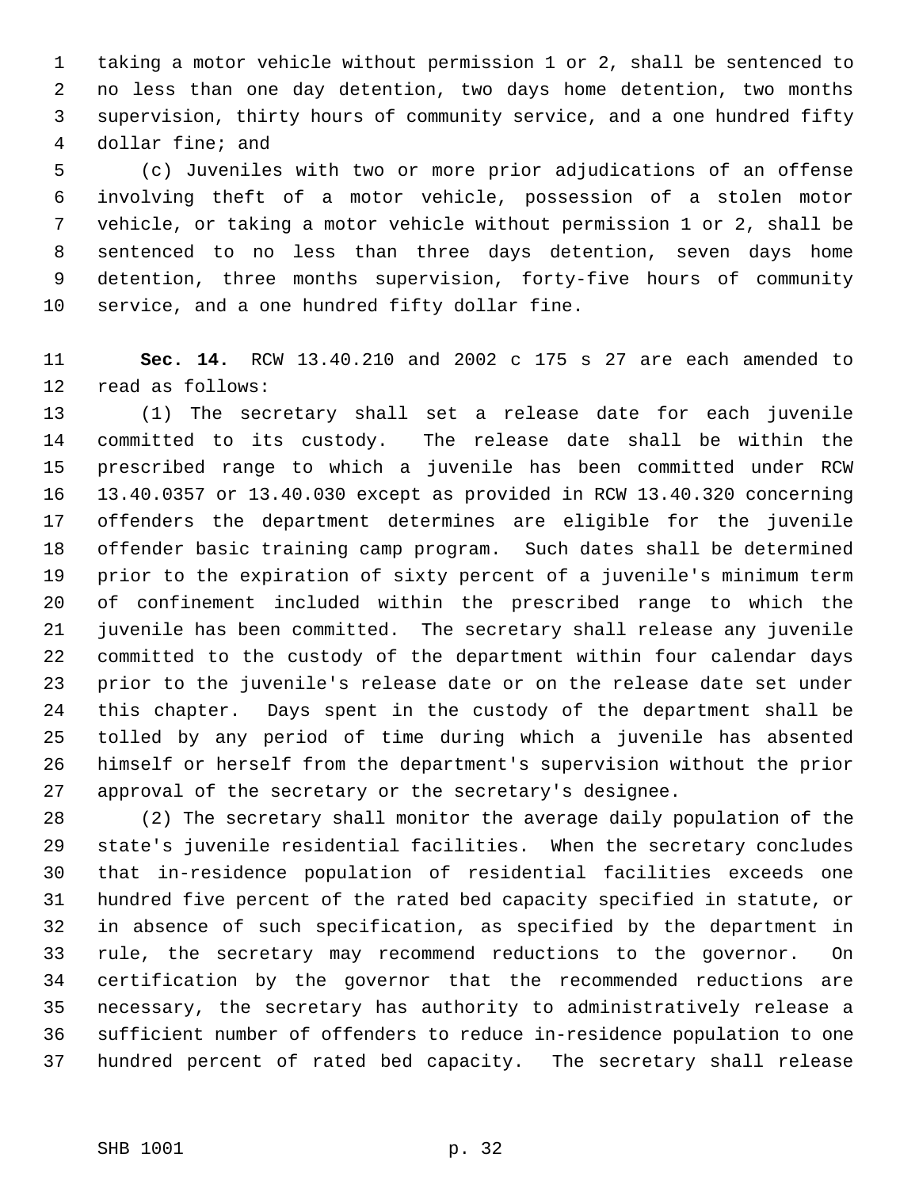taking a motor vehicle without permission 1 or 2, shall be sentenced to no less than one day detention, two days home detention, two months supervision, thirty hours of community service, and a one hundred fifty dollar fine; and

(c) Juveniles with two or more prior adjudications of an offense involving theft of a motor vehicle, possession of a stolen motor vehicle, or taking a motor vehicle without permission 1 or 2, shall be sentenced to no less than three days detention, seven days home detention, three months supervision, forty-five hours of community service, and a one hundred fifty dollar fine.

**Sec. 14.** RCW 13.40.210 and 2002 c 175 s 27 are each amended to read as follows:

(1) The secretary shall set a release date for each juvenile committed to its custody. The release date shall be within the prescribed range to which a juvenile has been committed under RCW 13.40.0357 or 13.40.030 except as provided in RCW 13.40.320 concerning offenders the department determines are eligible for the juvenile offender basic training camp program. Such dates shall be determined prior to the expiration of sixty percent of a juvenile's minimum term of confinement included within the prescribed range to which the juvenile has been committed. The secretary shall release any juvenile committed to the custody of the department within four calendar days prior to the juvenile's release date or on the release date set under this chapter. Days spent in the custody of the department shall be tolled by any period of time during which a juvenile has absented himself or herself from the department's supervision without the prior approval of the secretary or the secretary's designee.

(2) The secretary shall monitor the average daily population of the state's juvenile residential facilities. When the secretary concludes that in-residence population of residential facilities exceeds one hundred five percent of the rated bed capacity specified in statute, or in absence of such specification, as specified by the department in rule, the secretary may recommend reductions to the governor. On certification by the governor that the recommended reductions are necessary, the secretary has authority to administratively release a sufficient number of offenders to reduce in-residence population to one hundred percent of rated bed capacity. The secretary shall release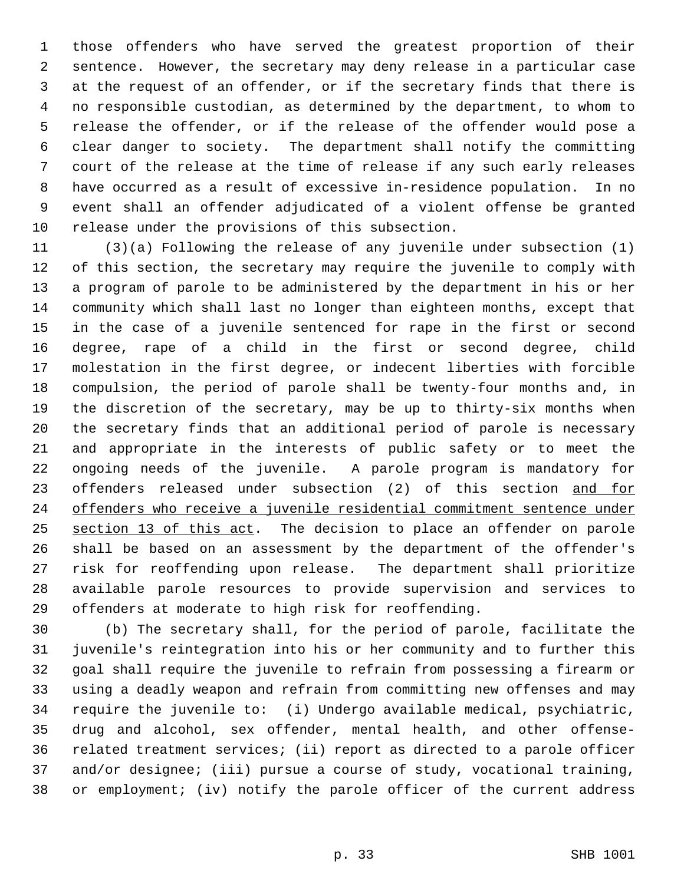those offenders who have served the greatest proportion of their sentence. However, the secretary may deny release in a particular case at the request of an offender, or if the secretary finds that there is no responsible custodian, as determined by the department, to whom to release the offender, or if the release of the offender would pose a clear danger to society. The department shall notify the committing court of the release at the time of release if any such early releases have occurred as a result of excessive in-residence population. In no event shall an offender adjudicated of a violent offense be granted release under the provisions of this subsection.

(3)(a) Following the release of any juvenile under subsection (1) of this section, the secretary may require the juvenile to comply with a program of parole to be administered by the department in his or her community which shall last no longer than eighteen months, except that in the case of a juvenile sentenced for rape in the first or second degree, rape of a child in the first or second degree, child molestation in the first degree, or indecent liberties with forcible compulsion, the period of parole shall be twenty-four months and, in the discretion of the secretary, may be up to thirty-six months when the secretary finds that an additional period of parole is necessary and appropriate in the interests of public safety or to meet the ongoing needs of the juvenile. A parole program is mandatory for offenders released under subsection (2) of this section <u>and for offenders who receive a juvenile residential commitment sentence under section 13 of this act</u>. The decision to place an offender on parole shall be based on an assessment by the department of the offender's risk for reoffending upon release. The department shall prioritize available parole resources to provide supervision and services to offenders at moderate to high risk for reoffending.

(b) The secretary shall, for the period of parole, facilitate the juvenile's reintegration into his or her community and to further this goal shall require the juvenile to refrain from possessing a firearm or using a deadly weapon and refrain from committing new offenses and may require the juvenile to: (i) Undergo available medical, psychiatric, drug and alcohol, sex offender, mental health, and other offense-related treatment services; (ii) report as directed to a parole officer and/or designee; (iii) pursue a course of study, vocational training, or employment; (iv) notify the parole officer of the current address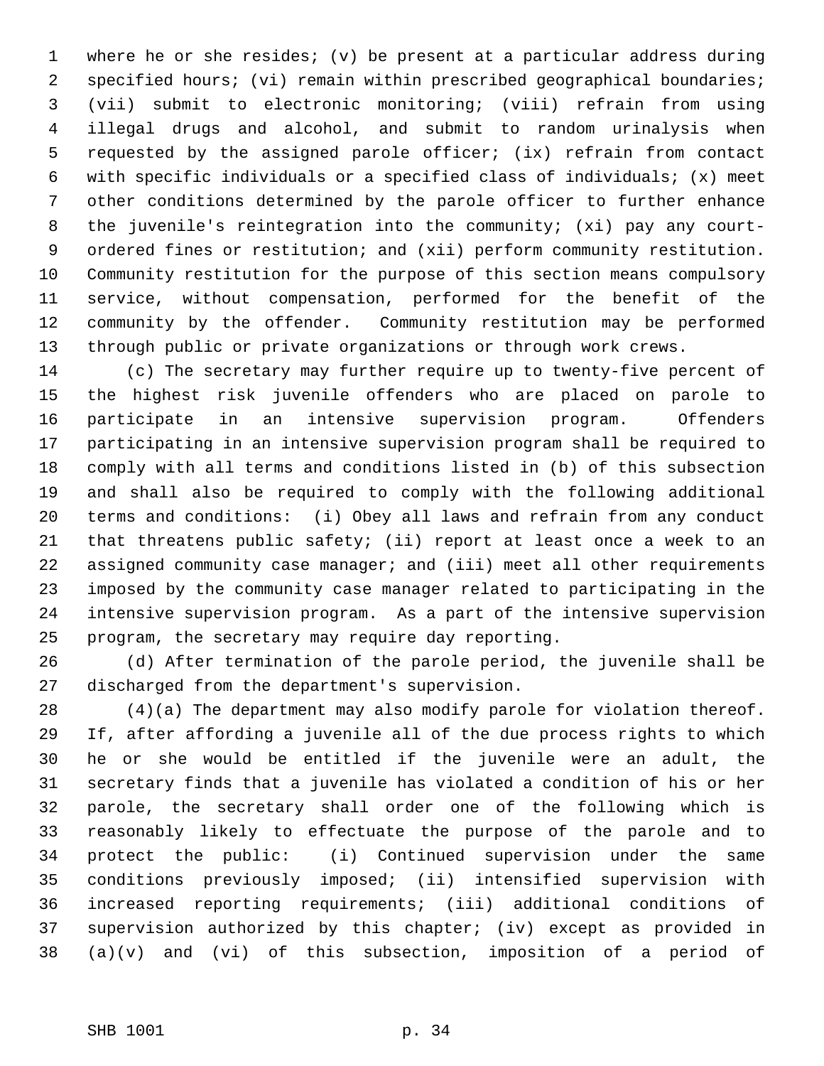where he or she resides; (v) be present at a particular address during specified hours; (vi) remain within prescribed geographical boundaries; (vii) submit to electronic monitoring; (viii) refrain from using illegal drugs and alcohol, and submit to random urinalysis when requested by the assigned parole officer; (ix) refrain from contact with specific individuals or a specified class of individuals; (x) meet other conditions determined by the parole officer to further enhance the juvenile's reintegration into the community; (xi) pay any court-ordered fines or restitution; and (xii) perform community restitution. Community restitution for the purpose of this section means compulsory service, without compensation, performed for the benefit of the community by the offender. Community restitution may be performed through public or private organizations or through work crews.

(c) The secretary may further require up to twenty-five percent of the highest risk juvenile offenders who are placed on parole to participate in an intensive supervision program. Offenders participating in an intensive supervision program shall be required to comply with all terms and conditions listed in (b) of this subsection and shall also be required to comply with the following additional terms and conditions: (i) Obey all laws and refrain from any conduct that threatens public safety; (ii) report at least once a week to an assigned community case manager; and (iii) meet all other requirements imposed by the community case manager related to participating in the intensive supervision program. As a part of the intensive supervision program, the secretary may require day reporting.

(d) After termination of the parole period, the juvenile shall be discharged from the department's supervision.

(4)(a) The department may also modify parole for violation thereof. If, after affording a juvenile all of the due process rights to which he or she would be entitled if the juvenile were an adult, the secretary finds that a juvenile has violated a condition of his or her parole, the secretary shall order one of the following which is reasonably likely to effectuate the purpose of the parole and to protect the public: (i) Continued supervision under the same conditions previously imposed; (ii) intensified supervision with increased reporting requirements; (iii) additional conditions of supervision authorized by this chapter; (iv) except as provided in (a)(v) and (vi) of this subsection, imposition of a period of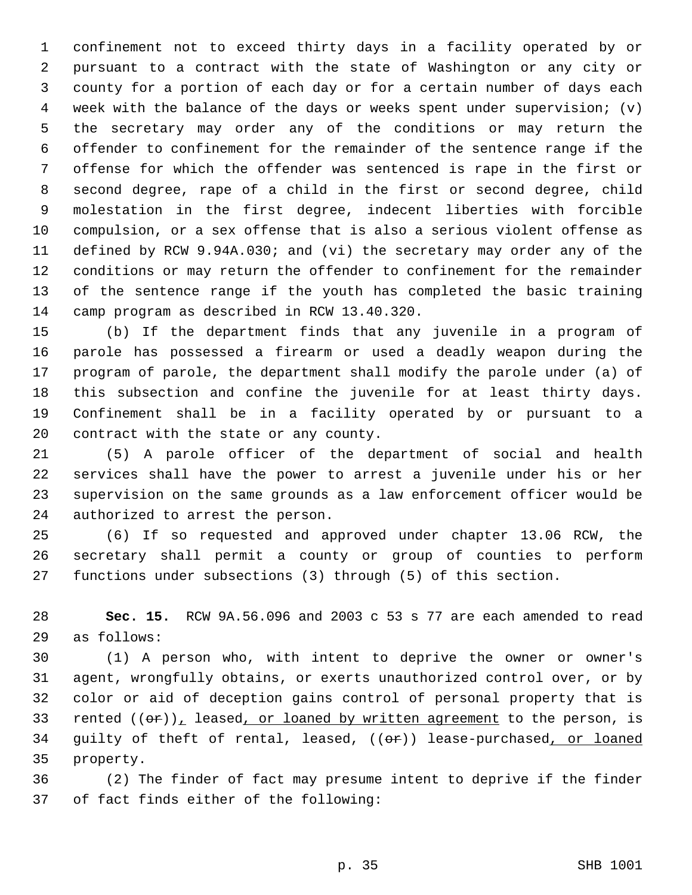confinement not to exceed thirty days in a facility operated by or pursuant to a contract with the state of Washington or any city or county for a portion of each day or for a certain number of days each week with the balance of the days or weeks spent under supervision; (v) the secretary may order any of the conditions or may return the offender to confinement for the remainder of the sentence range if the offense for which the offender was sentenced is rape in the first or second degree, rape of a child in the first or second degree, child molestation in the first degree, indecent liberties with forcible compulsion, or a sex offense that is also a serious violent offense as defined by RCW 9.94A.030; and (vi) the secretary may order any of the conditions or may return the offender to confinement for the remainder of the sentence range if the youth has completed the basic training camp program as described in RCW 13.40.320.

(b) If the department finds that any juvenile in a program of parole has possessed a firearm or used a deadly weapon during the program of parole, the department shall modify the parole under (a) of this subsection and confine the juvenile for at least thirty days. Confinement shall be in a facility operated by or pursuant to a contract with the state or any county.

(5) A parole officer of the department of social and health services shall have the power to arrest a juvenile under his or her supervision on the same grounds as a law enforcement officer would be authorized to arrest the person.

(6) If so requested and approved under chapter 13.06 RCW, the secretary shall permit a county or group of counties to perform functions under subsections (3) through (5) of this section.

**Sec. 15.** RCW 9A.56.096 and 2003 c 53 s 77 are each amended to read as follows:

(1) A person who, with intent to deprive the owner or owner's agent, wrongfully obtains, or exerts unauthorized control over, or by color or aid of deception gains control of personal property that is rented ((~~or~~)), leased, or loaned by written agreement to the person, is guilty of theft of rental, leased, ((~~or~~)) lease-purchased, or loaned property.

(2) The finder of fact may presume intent to deprive if the finder of fact finds either of the following: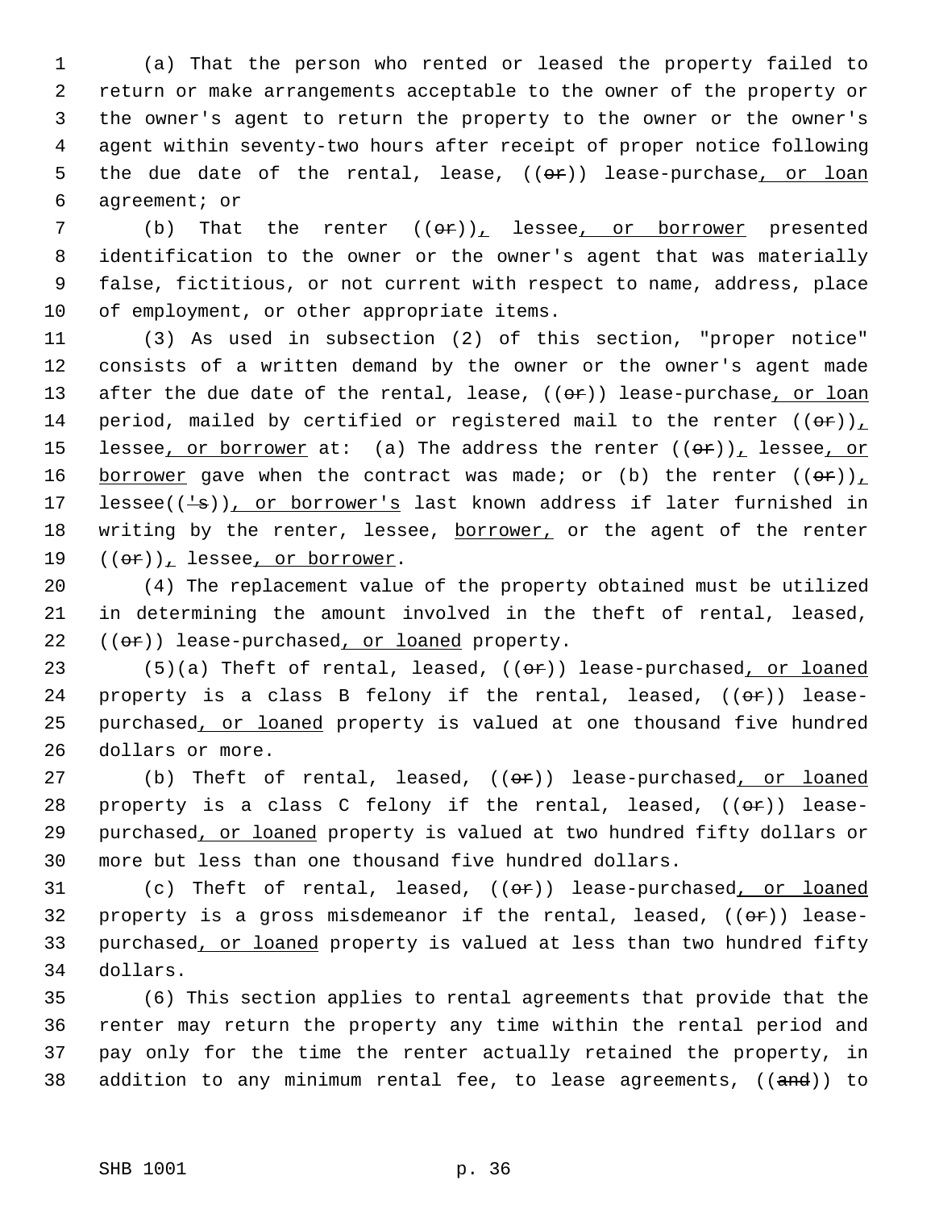(a) That the person who rented or leased the property failed to return or make arrangements acceptable to the owner of the property or the owner's agent to return the property to the owner or the owner's agent within seventy-two hours after receipt of proper notice following the due date of the rental, lease, ((~~or~~)) lease-purchase<u>, or loan</u> agreement; or

(b) That the renter ((~~or~~))<u>,</u> lessee<u>, or borrower</u> presented identification to the owner or the owner's agent that was materially false, fictitious, or not current with respect to name, address, place of employment, or other appropriate items.

(3) As used in subsection (2) of this section, "proper notice" consists of a written demand by the owner or the owner's agent made after the due date of the rental, lease, ((~~or~~)) lease-purchase<u>, or loan</u> period, mailed by certified or registered mail to the renter ((~~or~~))<u>,</u> lessee<u>, or borrower</u> at: (a) The address the renter ((~~or~~))<u>,</u> lessee<u>, or borrower</u> gave when the contract was made; or (b) the renter ((~~or~~))<u>,</u> lessee((~~'s~~))<u>, or borrower's</u> last known address if later furnished in writing by the renter, lessee, <u>borrower,</u> or the agent of the renter ((~~or~~))<u>,</u> lessee<u>, or borrower</u>.

(4) The replacement value of the property obtained must be utilized in determining the amount involved in the theft of rental, leased, ((~~or~~)) lease-purchased<u>, or loaned</u> property.

(5)(a) Theft of rental, leased, ((~~or~~)) lease-purchased<u>, or loaned</u> property is a class B felony if the rental, leased, ((~~or~~)) lease-purchased<u>, or loaned</u> property is valued at one thousand five hundred dollars or more.

(b) Theft of rental, leased, ((~~or~~)) lease-purchased<u>, or loaned</u> property is a class C felony if the rental, leased, ((~~or~~)) lease-purchased<u>, or loaned</u> property is valued at two hundred fifty dollars or more but less than one thousand five hundred dollars.

(c) Theft of rental, leased, ((~~or~~)) lease-purchased<u>, or loaned</u> property is a gross misdemeanor if the rental, leased, ((~~or~~)) lease-purchased<u>, or loaned</u> property is valued at less than two hundred fifty dollars.

(6) This section applies to rental agreements that provide that the renter may return the property any time within the rental period and pay only for the time the renter actually retained the property, in addition to any minimum rental fee, to lease agreements, ((~~and~~)) to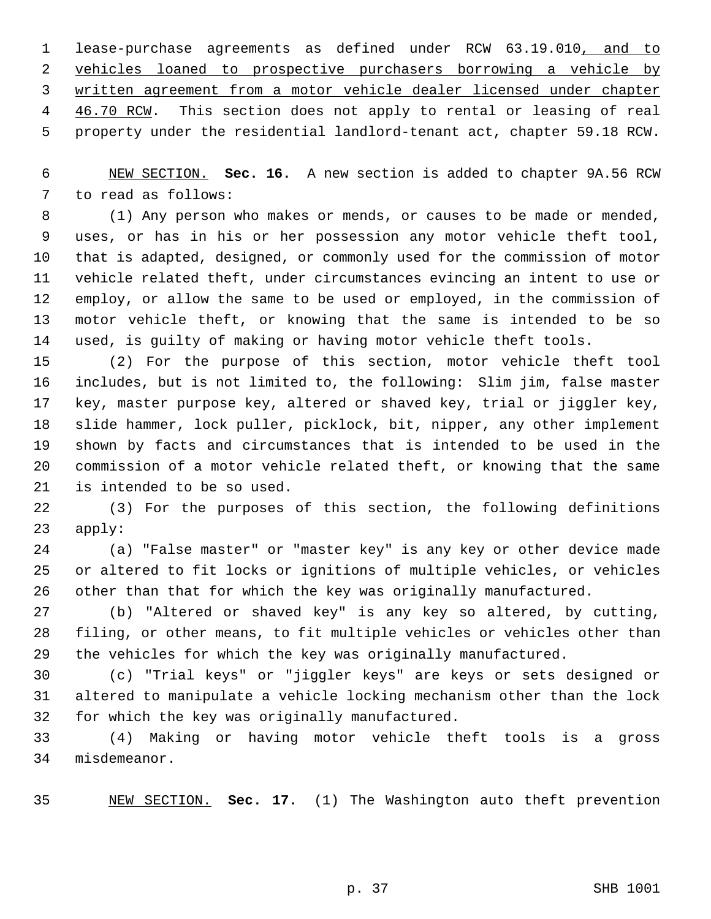lease-purchase agreements as defined under RCW 63.19.010, and to vehicles loaned to prospective purchasers borrowing a vehicle by written agreement from a motor vehicle dealer licensed under chapter 46.70 RCW. This section does not apply to rental or leasing of real property under the residential landlord-tenant act, chapter 59.18 RCW.

NEW SECTION. **Sec. 16.** A new section is added to chapter 9A.56 RCW to read as follows:

(1) Any person who makes or mends, or causes to be made or mended, uses, or has in his or her possession any motor vehicle theft tool, that is adapted, designed, or commonly used for the commission of motor vehicle related theft, under circumstances evincing an intent to use or employ, or allow the same to be used or employed, in the commission of motor vehicle theft, or knowing that the same is intended to be so used, is guilty of making or having motor vehicle theft tools.

(2) For the purpose of this section, motor vehicle theft tool includes, but is not limited to, the following: Slim jim, false master key, master purpose key, altered or shaved key, trial or jiggler key, slide hammer, lock puller, picklock, bit, nipper, any other implement shown by facts and circumstances that is intended to be used in the commission of a motor vehicle related theft, or knowing that the same is intended to be so used.

(3) For the purposes of this section, the following definitions apply:

(a) "False master" or "master key" is any key or other device made or altered to fit locks or ignitions of multiple vehicles, or vehicles other than that for which the key was originally manufactured.

(b) "Altered or shaved key" is any key so altered, by cutting, filing, or other means, to fit multiple vehicles or vehicles other than the vehicles for which the key was originally manufactured.

(c) "Trial keys" or "jiggler keys" are keys or sets designed or altered to manipulate a vehicle locking mechanism other than the lock for which the key was originally manufactured.

(4) Making or having motor vehicle theft tools is a gross misdemeanor.

NEW SECTION. **Sec. 17.** (1) The Washington auto theft prevention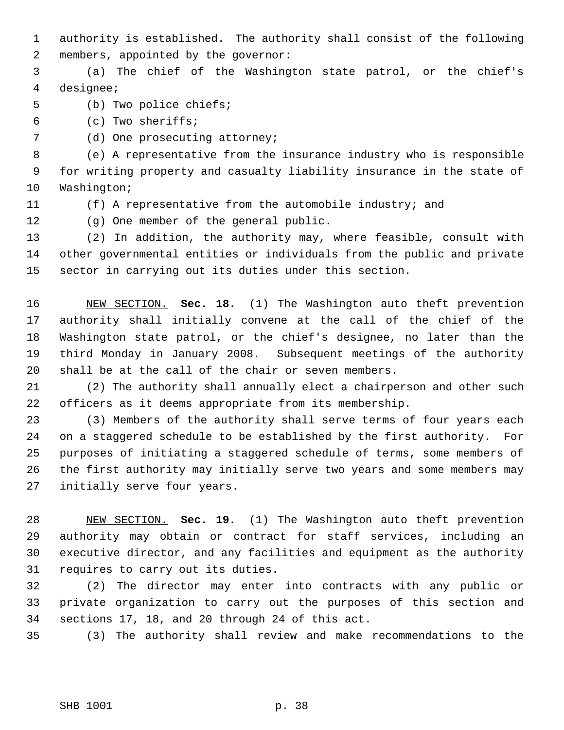authority is established. The authority shall consist of the following members, appointed by the governor:

(a) The chief of the Washington state patrol, or the chief's designee;

(b) Two police chiefs;

(c) Two sheriffs;

(d) One prosecuting attorney;

(e) A representative from the insurance industry who is responsible for writing property and casualty liability insurance in the state of Washington;

(f) A representative from the automobile industry; and

(g) One member of the general public.

(2) In addition, the authority may, where feasible, consult with other governmental entities or individuals from the public and private sector in carrying out its duties under this section.

NEW SECTION. **Sec. 18.** (1) The Washington auto theft prevention authority shall initially convene at the call of the chief of the Washington state patrol, or the chief's designee, no later than the third Monday in January 2008. Subsequent meetings of the authority shall be at the call of the chair or seven members.

(2) The authority shall annually elect a chairperson and other such officers as it deems appropriate from its membership.

(3) Members of the authority shall serve terms of four years each on a staggered schedule to be established by the first authority. For purposes of initiating a staggered schedule of terms, some members of the first authority may initially serve two years and some members may initially serve four years.

NEW SECTION. **Sec. 19.** (1) The Washington auto theft prevention authority may obtain or contract for staff services, including an executive director, and any facilities and equipment as the authority requires to carry out its duties.

(2) The director may enter into contracts with any public or private organization to carry out the purposes of this section and sections 17, 18, and 20 through 24 of this act.

(3) The authority shall review and make recommendations to the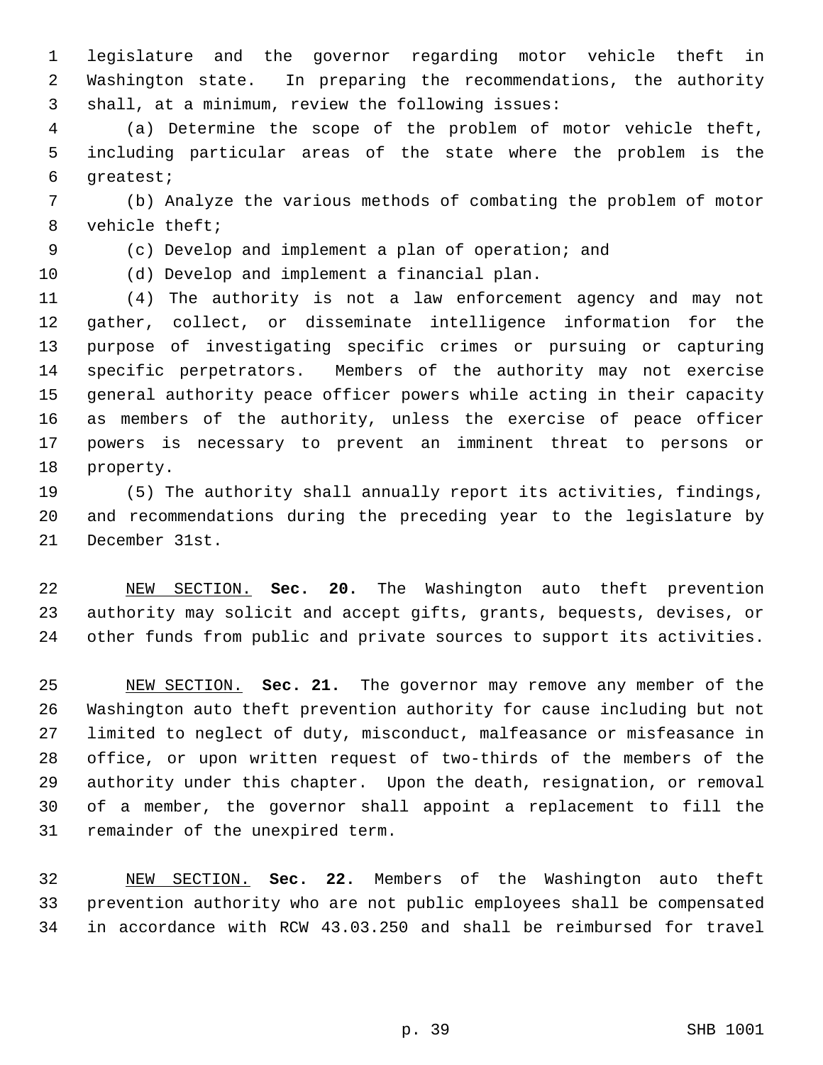legislature and the governor regarding motor vehicle theft in Washington state. In preparing the recommendations, the authority shall, at a minimum, review the following issues:

(a) Determine the scope of the problem of motor vehicle theft, including particular areas of the state where the problem is the greatest;

(b) Analyze the various methods of combating the problem of motor vehicle theft;

(c) Develop and implement a plan of operation; and

(d) Develop and implement a financial plan.

(4) The authority is not a law enforcement agency and may not gather, collect, or disseminate intelligence information for the purpose of investigating specific crimes or pursuing or capturing specific perpetrators. Members of the authority may not exercise general authority peace officer powers while acting in their capacity as members of the authority, unless the exercise of peace officer powers is necessary to prevent an imminent threat to persons or property.

(5) The authority shall annually report its activities, findings, and recommendations during the preceding year to the legislature by December 31st.

NEW SECTION. **Sec. 20.** The Washington auto theft prevention authority may solicit and accept gifts, grants, bequests, devises, or other funds from public and private sources to support its activities.

NEW SECTION. **Sec. 21.** The governor may remove any member of the Washington auto theft prevention authority for cause including but not limited to neglect of duty, misconduct, malfeasance or misfeasance in office, or upon written request of two-thirds of the members of the authority under this chapter. Upon the death, resignation, or removal of a member, the governor shall appoint a replacement to fill the remainder of the unexpired term.

NEW SECTION. **Sec. 22.** Members of the Washington auto theft prevention authority who are not public employees shall be compensated in accordance with RCW 43.03.250 and shall be reimbursed for travel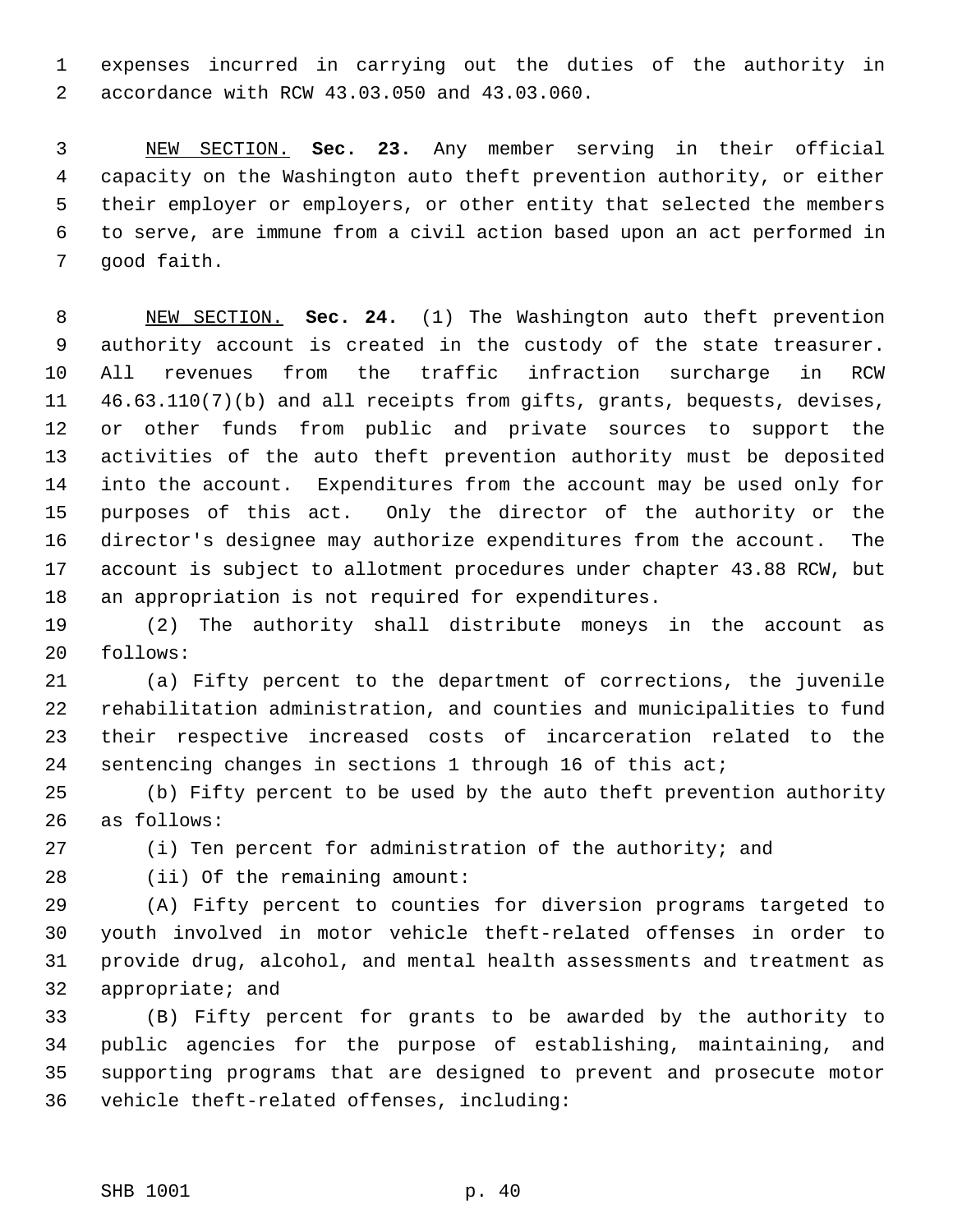expenses incurred in carrying out the duties of the authority in accordance with RCW 43.03.050 and 43.03.060.

NEW SECTION. **Sec. 23.** Any member serving in their official capacity on the Washington auto theft prevention authority, or either their employer or employers, or other entity that selected the members to serve, are immune from a civil action based upon an act performed in good faith.

NEW SECTION. **Sec. 24.** (1) The Washington auto theft prevention authority account is created in the custody of the state treasurer. All revenues from the traffic infraction surcharge in RCW 46.63.110(7)(b) and all receipts from gifts, grants, bequests, devises, or other funds from public and private sources to support the activities of the auto theft prevention authority must be deposited into the account. Expenditures from the account may be used only for purposes of this act. Only the director of the authority or the director's designee may authorize expenditures from the account. The account is subject to allotment procedures under chapter 43.88 RCW, but an appropriation is not required for expenditures.

(2) The authority shall distribute moneys in the account as follows:

(a) Fifty percent to the department of corrections, the juvenile rehabilitation administration, and counties and municipalities to fund their respective increased costs of incarceration related to the sentencing changes in sections 1 through 16 of this act;

(b) Fifty percent to be used by the auto theft prevention authority as follows:

(i) Ten percent for administration of the authority; and

(ii) Of the remaining amount:

(A) Fifty percent to counties for diversion programs targeted to youth involved in motor vehicle theft-related offenses in order to provide drug, alcohol, and mental health assessments and treatment as appropriate; and

(B) Fifty percent for grants to be awarded by the authority to public agencies for the purpose of establishing, maintaining, and supporting programs that are designed to prevent and prosecute motor vehicle theft-related offenses, including: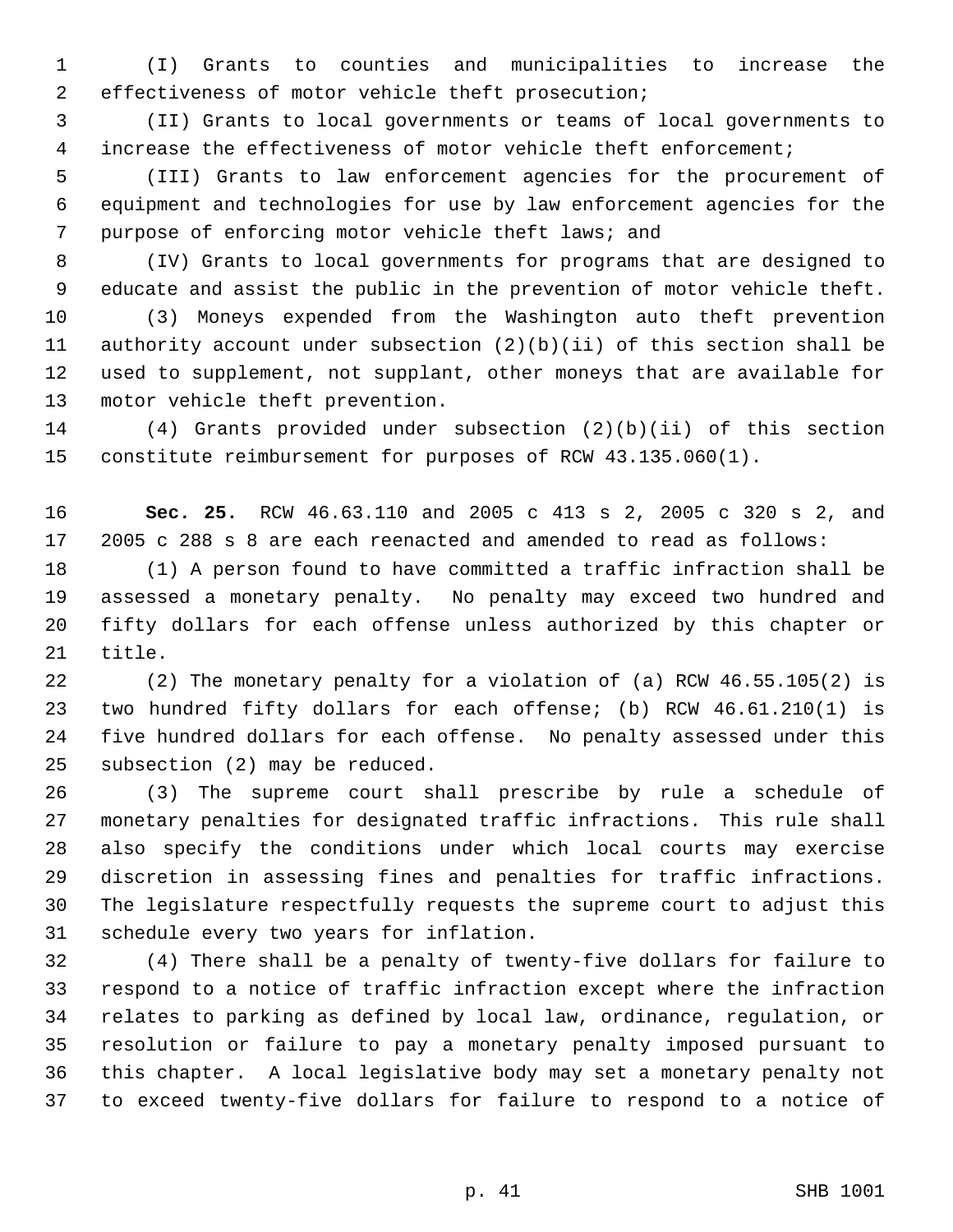(I) Grants to counties and municipalities to increase the effectiveness of motor vehicle theft prosecution;

(II) Grants to local governments or teams of local governments to increase the effectiveness of motor vehicle theft enforcement;

(III) Grants to law enforcement agencies for the procurement of equipment and technologies for use by law enforcement agencies for the purpose of enforcing motor vehicle theft laws; and

(IV) Grants to local governments for programs that are designed to educate and assist the public in the prevention of motor vehicle theft.

(3) Moneys expended from the Washington auto theft prevention authority account under subsection (2)(b)(ii) of this section shall be used to supplement, not supplant, other moneys that are available for motor vehicle theft prevention.

(4) Grants provided under subsection (2)(b)(ii) of this section constitute reimbursement for purposes of RCW 43.135.060(1).

**Sec. 25.** RCW 46.63.110 and 2005 c 413 s 2, 2005 c 320 s 2, and 2005 c 288 s 8 are each reenacted and amended to read as follows:

(1) A person found to have committed a traffic infraction shall be assessed a monetary penalty. No penalty may exceed two hundred and fifty dollars for each offense unless authorized by this chapter or title.

(2) The monetary penalty for a violation of (a) RCW 46.55.105(2) is two hundred fifty dollars for each offense; (b) RCW 46.61.210(1) is five hundred dollars for each offense. No penalty assessed under this subsection (2) may be reduced.

(3) The supreme court shall prescribe by rule a schedule of monetary penalties for designated traffic infractions. This rule shall also specify the conditions under which local courts may exercise discretion in assessing fines and penalties for traffic infractions. The legislature respectfully requests the supreme court to adjust this schedule every two years for inflation.

(4) There shall be a penalty of twenty-five dollars for failure to respond to a notice of traffic infraction except where the infraction relates to parking as defined by local law, ordinance, regulation, or resolution or failure to pay a monetary penalty imposed pursuant to this chapter. A local legislative body may set a monetary penalty not to exceed twenty-five dollars for failure to respond to a notice of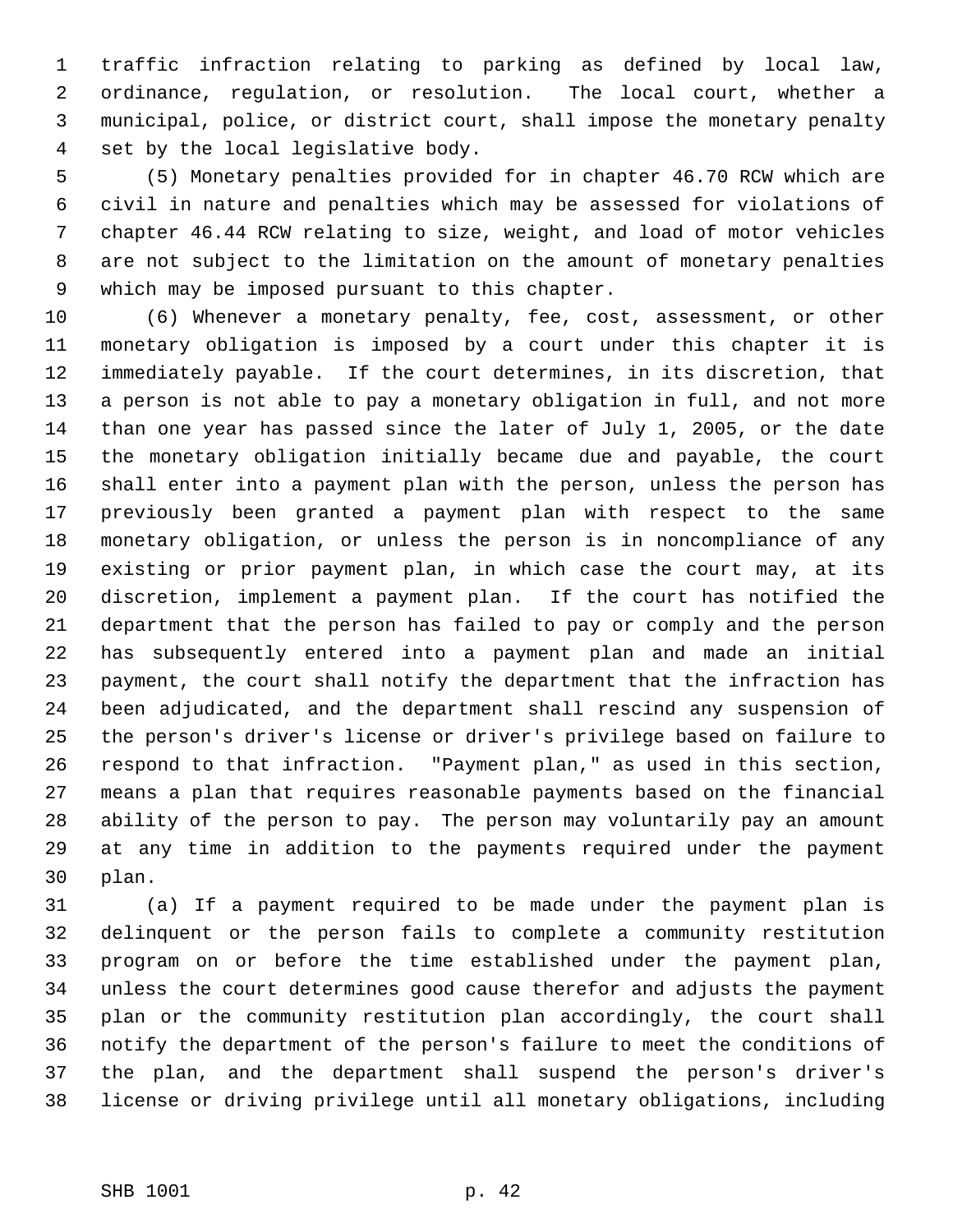traffic infraction relating to parking as defined by local law, ordinance, regulation, or resolution. The local court, whether a municipal, police, or district court, shall impose the monetary penalty set by the local legislative body.

(5) Monetary penalties provided for in chapter 46.70 RCW which are civil in nature and penalties which may be assessed for violations of chapter 46.44 RCW relating to size, weight, and load of motor vehicles are not subject to the limitation on the amount of monetary penalties which may be imposed pursuant to this chapter.

(6) Whenever a monetary penalty, fee, cost, assessment, or other monetary obligation is imposed by a court under this chapter it is immediately payable. If the court determines, in its discretion, that a person is not able to pay a monetary obligation in full, and not more than one year has passed since the later of July 1, 2005, or the date the monetary obligation initially became due and payable, the court shall enter into a payment plan with the person, unless the person has previously been granted a payment plan with respect to the same monetary obligation, or unless the person is in noncompliance of any existing or prior payment plan, in which case the court may, at its discretion, implement a payment plan. If the court has notified the department that the person has failed to pay or comply and the person has subsequently entered into a payment plan and made an initial payment, the court shall notify the department that the infraction has been adjudicated, and the department shall rescind any suspension of the person's driver's license or driver's privilege based on failure to respond to that infraction. "Payment plan," as used in this section, means a plan that requires reasonable payments based on the financial ability of the person to pay. The person may voluntarily pay an amount at any time in addition to the payments required under the payment plan.

(a) If a payment required to be made under the payment plan is delinquent or the person fails to complete a community restitution program on or before the time established under the payment plan, unless the court determines good cause therefor and adjusts the payment plan or the community restitution plan accordingly, the court shall notify the department of the person's failure to meet the conditions of the plan, and the department shall suspend the person's driver's license or driving privilege until all monetary obligations, including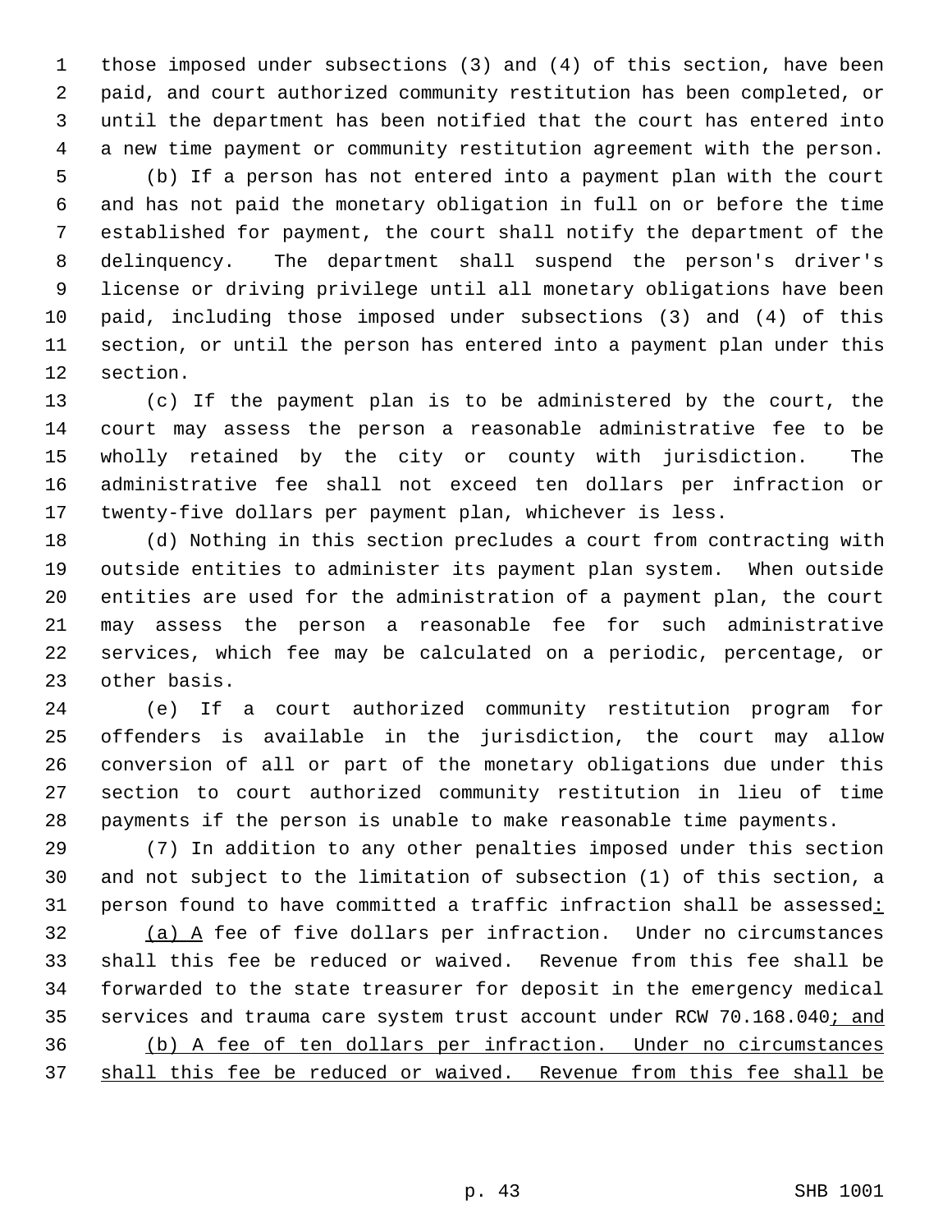those imposed under subsections (3) and (4) of this section, have been paid, and court authorized community restitution has been completed, or until the department has been notified that the court has entered into a new time payment or community restitution agreement with the person.

(b) If a person has not entered into a payment plan with the court and has not paid the monetary obligation in full on or before the time established for payment, the court shall notify the department of the delinquency. The department shall suspend the person's driver's license or driving privilege until all monetary obligations have been paid, including those imposed under subsections (3) and (4) of this section, or until the person has entered into a payment plan under this section.

(c) If the payment plan is to be administered by the court, the court may assess the person a reasonable administrative fee to be wholly retained by the city or county with jurisdiction. The administrative fee shall not exceed ten dollars per infraction or twenty-five dollars per payment plan, whichever is less.

(d) Nothing in this section precludes a court from contracting with outside entities to administer its payment plan system. When outside entities are used for the administration of a payment plan, the court may assess the person a reasonable fee for such administrative services, which fee may be calculated on a periodic, percentage, or other basis.

(e) If a court authorized community restitution program for offenders is available in the jurisdiction, the court may allow conversion of all or part of the monetary obligations due under this section to court authorized community restitution in lieu of time payments if the person is unable to make reasonable time payments.

(7) In addition to any other penalties imposed under this section and not subject to the limitation of subsection (1) of this section, a person found to have committed a traffic infraction shall be assessed<u>:</u>

<u>(a) A</u> fee of five dollars per infraction. Under no circumstances shall this fee be reduced or waived. Revenue from this fee shall be forwarded to the state treasurer for deposit in the emergency medical services and trauma care system trust account under RCW 70.168.040<u>; and</u>

<u>(b) A fee of ten dollars per infraction. Under no circumstances shall this fee be reduced or waived. Revenue from this fee shall be</u>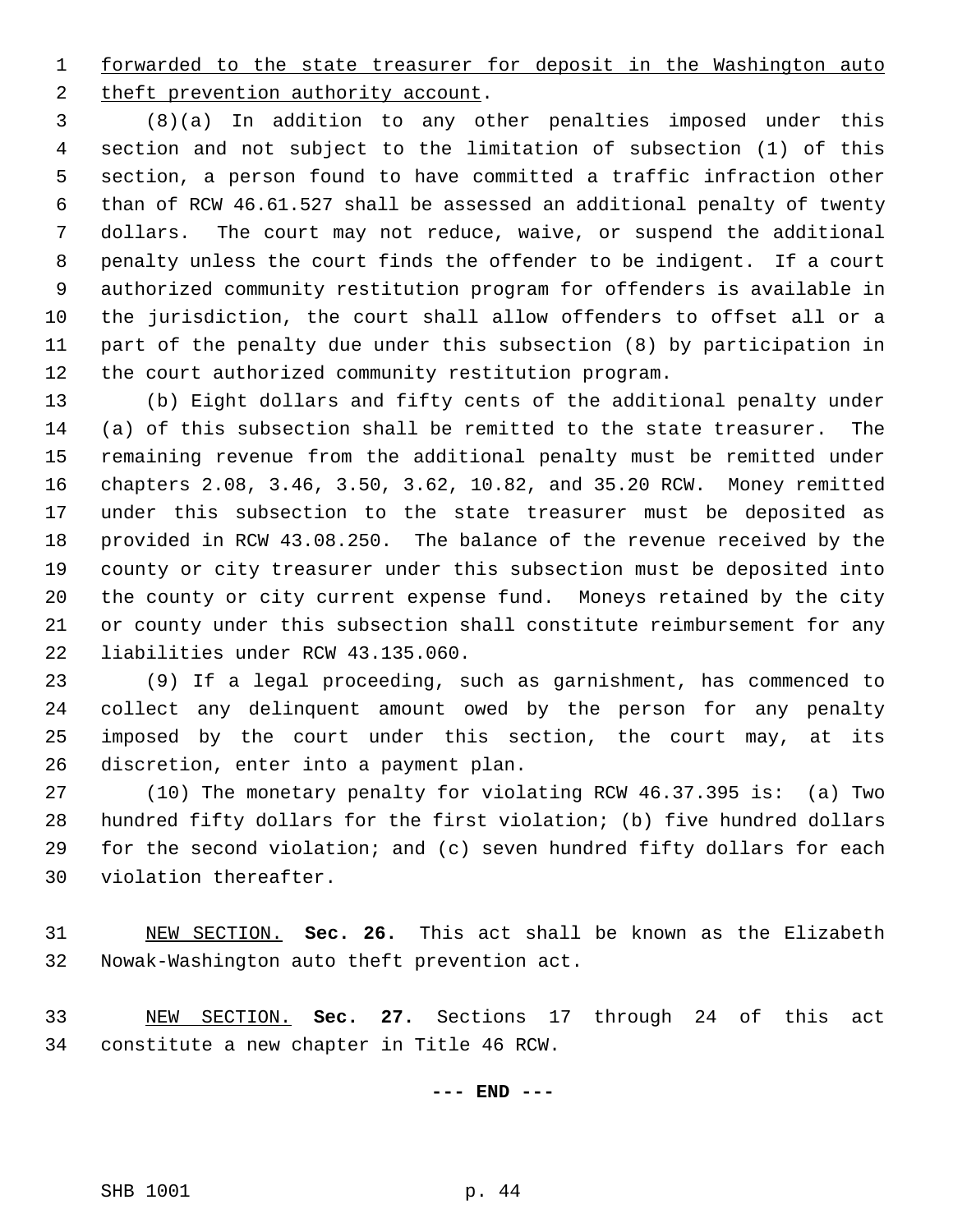<u>forwarded to the state treasurer for deposit in the Washington auto theft prevention authority account</u>.

(8)(a) In addition to any other penalties imposed under this section and not subject to the limitation of subsection (1) of this section, a person found to have committed a traffic infraction other than of RCW 46.61.527 shall be assessed an additional penalty of twenty dollars. The court may not reduce, waive, or suspend the additional penalty unless the court finds the offender to be indigent. If a court authorized community restitution program for offenders is available in the jurisdiction, the court shall allow offenders to offset all or a part of the penalty due under this subsection (8) by participation in the court authorized community restitution program.

(b) Eight dollars and fifty cents of the additional penalty under (a) of this subsection shall be remitted to the state treasurer. The remaining revenue from the additional penalty must be remitted under chapters 2.08, 3.46, 3.50, 3.62, 10.82, and 35.20 RCW. Money remitted under this subsection to the state treasurer must be deposited as provided in RCW 43.08.250. The balance of the revenue received by the county or city treasurer under this subsection must be deposited into the county or city current expense fund. Moneys retained by the city or county under this subsection shall constitute reimbursement for any liabilities under RCW 43.135.060.

(9) If a legal proceeding, such as garnishment, has commenced to collect any delinquent amount owed by the person for any penalty imposed by the court under this section, the court may, at its discretion, enter into a payment plan.

(10) The monetary penalty for violating RCW 46.37.395 is: (a) Two hundred fifty dollars for the first violation; (b) five hundred dollars for the second violation; and (c) seven hundred fifty dollars for each violation thereafter.

<u>NEW SECTION.</u> **Sec. 26.** This act shall be known as the Elizabeth Nowak-Washington auto theft prevention act.

<u>NEW SECTION.</u> **Sec. 27.** Sections 17 through 24 of this act constitute a new chapter in Title 46 RCW.

**--- END ---**